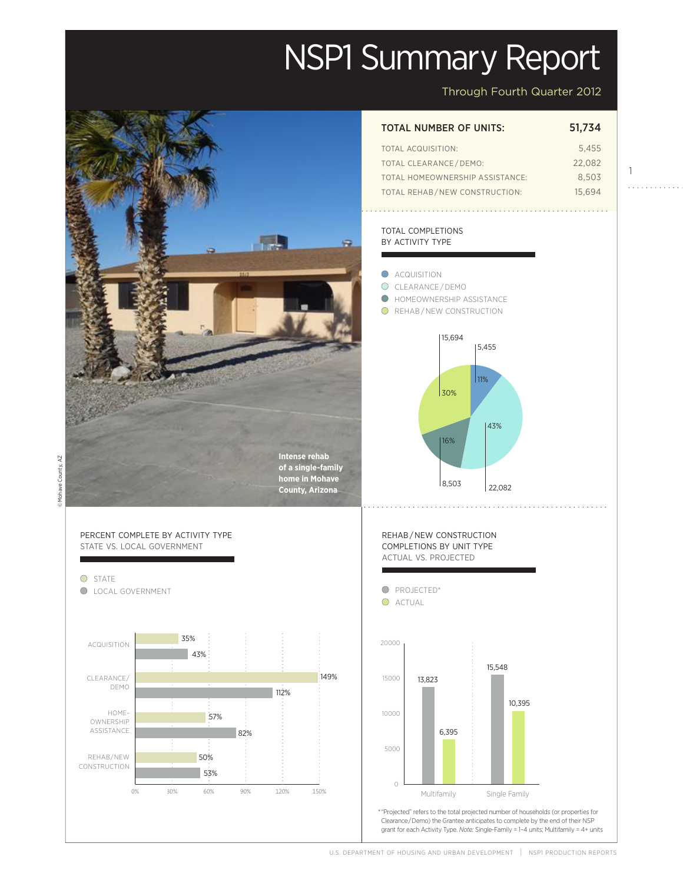# NSP1 Summary Report

Through Fourth Quarter 2012

| TOTAL NUMBER OF UNITS: | 51,734 |
|---|---|
| TOTAL ACQUISITION: | 5,455 |
| TOTAL CLEARANCE / DEMO: | 22,082 |
| TOTAL HOMEOWNERSHIP ASSISTANCE: | 8,503 |
| TOTAL REHAB / NEW CONSTRUCTION: | 15,694 |

Intense rehab of a single-family home in Mohave County, Arizona

© Mohave County, AZ

## TOTAL COMPLETIONS BY ACTIVITY TYPE

| Activity | Units | Percent |
|---|---|---|
| ACQUISITION | 5,455 | 11% |
| CLEARANCE / DEMO | 22,082 | 43% |
| HOMEOWNERSHIP ASSISTANCE | 8,503 | 16% |
| REHAB / NEW CONSTRUCTION | 15,694 | 30% |

## PERCENT COMPLETE BY ACTIVITY TYPE STATE VS. LOCAL GOVERNMENT

| Activity Type | State | Local Government |
|---|---|---|
| ACQUISITION | 35% | 43% |
| CLEARANCE/ DEMO | 149% | 112% |
| HOME-OWNERSHIP ASSISTANCE | 57% | 82% |
| REHAB/NEW CONSTRUCTION | 50% | 53% |

## REHAB / NEW CONSTRUCTION COMPLETIONS BY UNIT TYPE ACTUAL VS. PROJECTED

| Unit Type | Projected* | Actual |
|---|---|---|
| Multifamily | 13,823 | 6,395 |
| Single Family | 15,548 | 10,395 |

*"Projected" refers to the total projected number of households (or properties for Clearance/Demo) the Grantee anticipates to complete by the end of their NSP grant for each Activity Type. *Note:* Single-Family = 1–4 units; Multifamily = 4+ units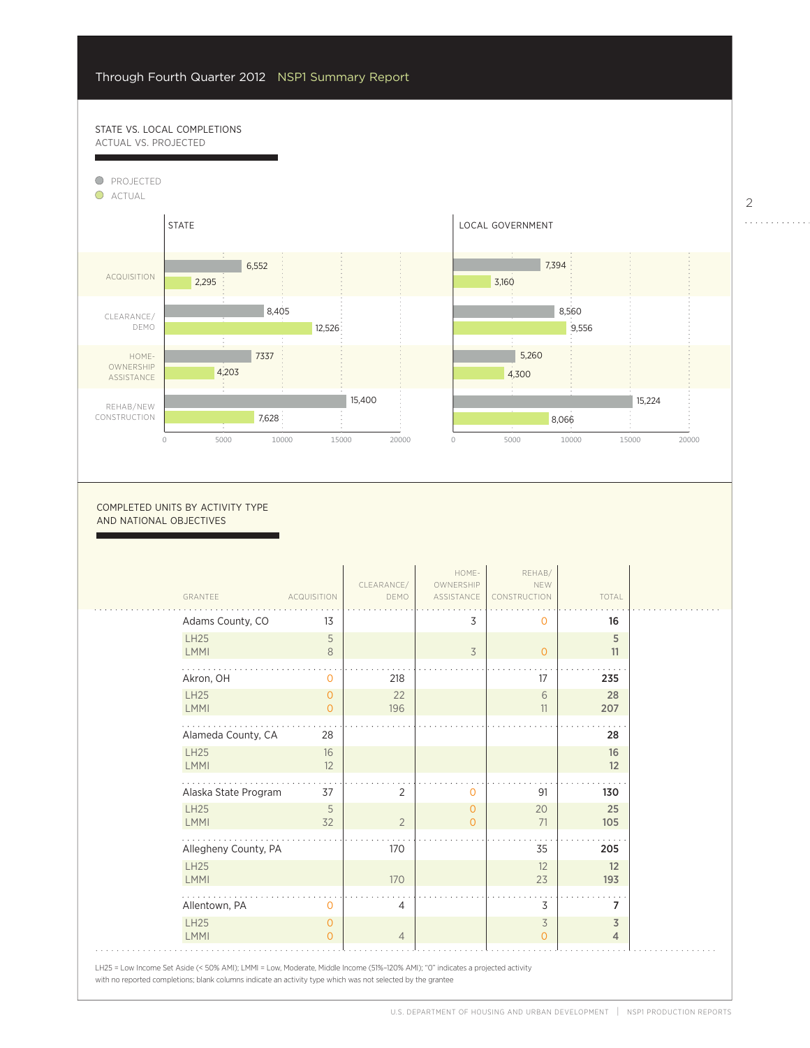Through Fourth Quarter 2012 NSP1 Summary Report

## STATE VS. LOCAL COMPLETIONS
ACTUAL VS. PROJECTED

| Activity | State Projected | State Actual | Local Government Projected | Local Government Actual |
|---|---|---|---|---|
| Acquisition | 6,552 | 2,295 | 7,394 | 3,160 |
| Clearance/Demo | 8,405 | 12,526 | 8,560 | 9,556 |
| Homeownership Assistance | 7337 | 4,203 | 5,260 | 4,300 |
| Rehab/New Construction | 15,400 | 7,628 | 15,224 | 8,066 |

## COMPLETED UNITS BY ACTIVITY TYPE AND NATIONAL OBJECTIVES

| GRANTEE | ACQUISITION | CLEARANCE/ DEMO | HOME-OWNERSHIP ASSISTANCE | REHAB/ NEW CONSTRUCTION | TOTAL |
|---|---|---|---|---|---|
| **Adams County, CO** | 13 | | 3 | 0 | **16** |
| LH25 | 5 | | | | **5** |
| LMMI | 8 | | 3 | 0 | **11** |
| **Akron, OH** | 0 | 218 | | 17 | **235** |
| LH25 | 0 | 22 | | 6 | **28** |
| LMMI | 0 | 196 | | 11 | **207** |
| **Alameda County, CA** | 28 | | | | **28** |
| LH25 | 16 | | | | **16** |
| LMMI | 12 | | | | **12** |
| **Alaska State Program** | 37 | 2 | 0 | 91 | **130** |
| LH25 | 5 | | 0 | 20 | **25** |
| LMMI | 32 | 2 | 0 | 71 | **105** |
| **Allegheny County, PA** | | 170 | | 35 | **205** |
| LH25 | | | | 12 | **12** |
| LMMI | | 170 | | 23 | **193** |
| **Allentown, PA** | 0 | 4 | | 3 | **7** |
| LH25 | 0 | | | 3 | **3** |
| LMMI | 0 | 4 | | 0 | **4** |

LH25 = Low Income Set Aside (< 50% AMI); LMMI = Low, Moderate, Middle Income (51%–120% AMI); "0" indicates a projected activity with no reported completions; blank columns indicate an activity type which was not selected by the grantee

U.S. DEPARTMENT OF HOUSING AND URBAN DEVELOPMENT | NSP1 PRODUCTION REPORTS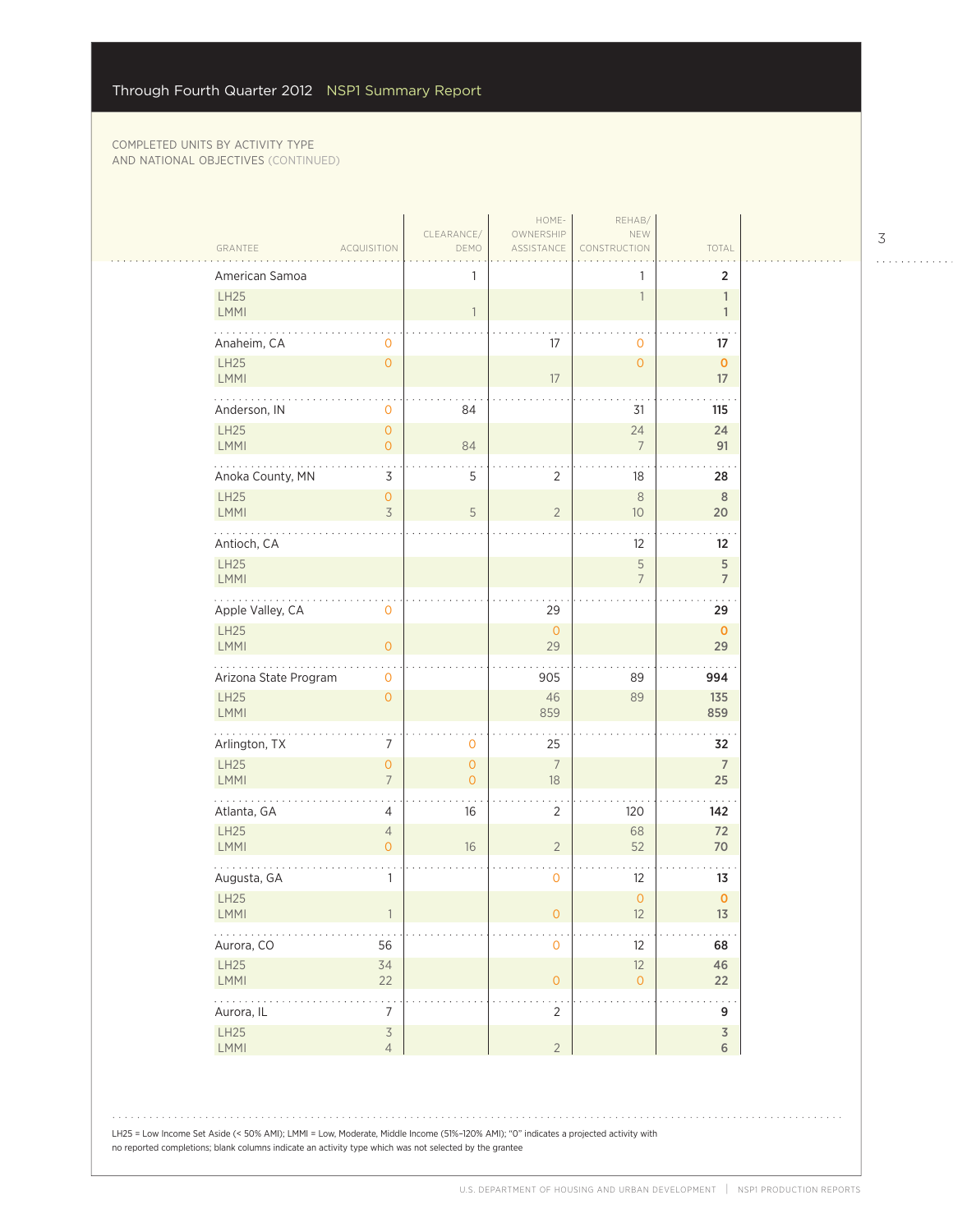## COMPLETED UNITS BY ACTIVITY TYPE AND NATIONAL OBJECTIVES (CONTINUED)

| GRANTEE | ACQUISITION | CLEARANCE/ DEMO | HOME-OWNERSHIP ASSISTANCE | REHAB/ NEW CONSTRUCTION | TOTAL |
|---|---|---|---|---|---|
| **American Samoa** | | 1 | | 1 | **2** |
| LH25 | | | | 1 | 1 |
| LMMI | | 1 | | | 1 |
| **Anaheim, CA** | 0 | | 17 | 0 | **17** |
| LH25 | 0 | | | 0 | 0 |
| LMMI | | | 17 | | 17 |
| **Anderson, IN** | 0 | 84 | | 31 | **115** |
| LH25 | 0 | | | 24 | 24 |
| LMMI | 0 | 84 | | 7 | 91 |
| **Anoka County, MN** | 3 | 5 | 2 | 18 | **28** |
| LH25 | 0 | | | 8 | 8 |
| LMMI | 3 | 5 | 2 | 10 | 20 |
| **Antioch, CA** | | | | 12 | **12** |
| LH25 | | | | 5 | 5 |
| LMMI | | | | 7 | 7 |
| **Apple Valley, CA** | 0 | | 29 | | **29** |
| LH25 | | | 0 | | 0 |
| LMMI | 0 | | 29 | | 29 |
| **Arizona State Program** | 0 | | 905 | 89 | **994** |
| LH25 | 0 | | 46 | 89 | 135 |
| LMMI | | | 859 | | 859 |
| **Arlington, TX** | 7 | 0 | 25 | | **32** |
| LH25 | 0 | 0 | 7 | | 7 |
| LMMI | 7 | 0 | 18 | | 25 |
| **Atlanta, GA** | 4 | 16 | 2 | 120 | **142** |
| LH25 | 4 | | | 68 | 72 |
| LMMI | 0 | 16 | 2 | 52 | 70 |
| **Augusta, GA** | 1 | | 0 | 12 | **13** |
| LH25 | | | | 0 | 0 |
| LMMI | 1 | | 0 | 12 | 13 |
| **Aurora, CO** | 56 | | 0 | 12 | **68** |
| LH25 | 34 | | | 12 | 46 |
| LMMI | 22 | | 0 | 0 | 22 |
| **Aurora, IL** | 7 | | 2 | | **9** |
| LH25 | 3 | | | | 3 |
| LMMI | 4 | | 2 | | 6 |

LH25 = Low Income Set Aside (< 50% AMI); LMMI = Low, Moderate, Middle Income (51%–120% AMI); "0" indicates a projected activity with no reported completions; blank columns indicate an activity type which was not selected by the grantee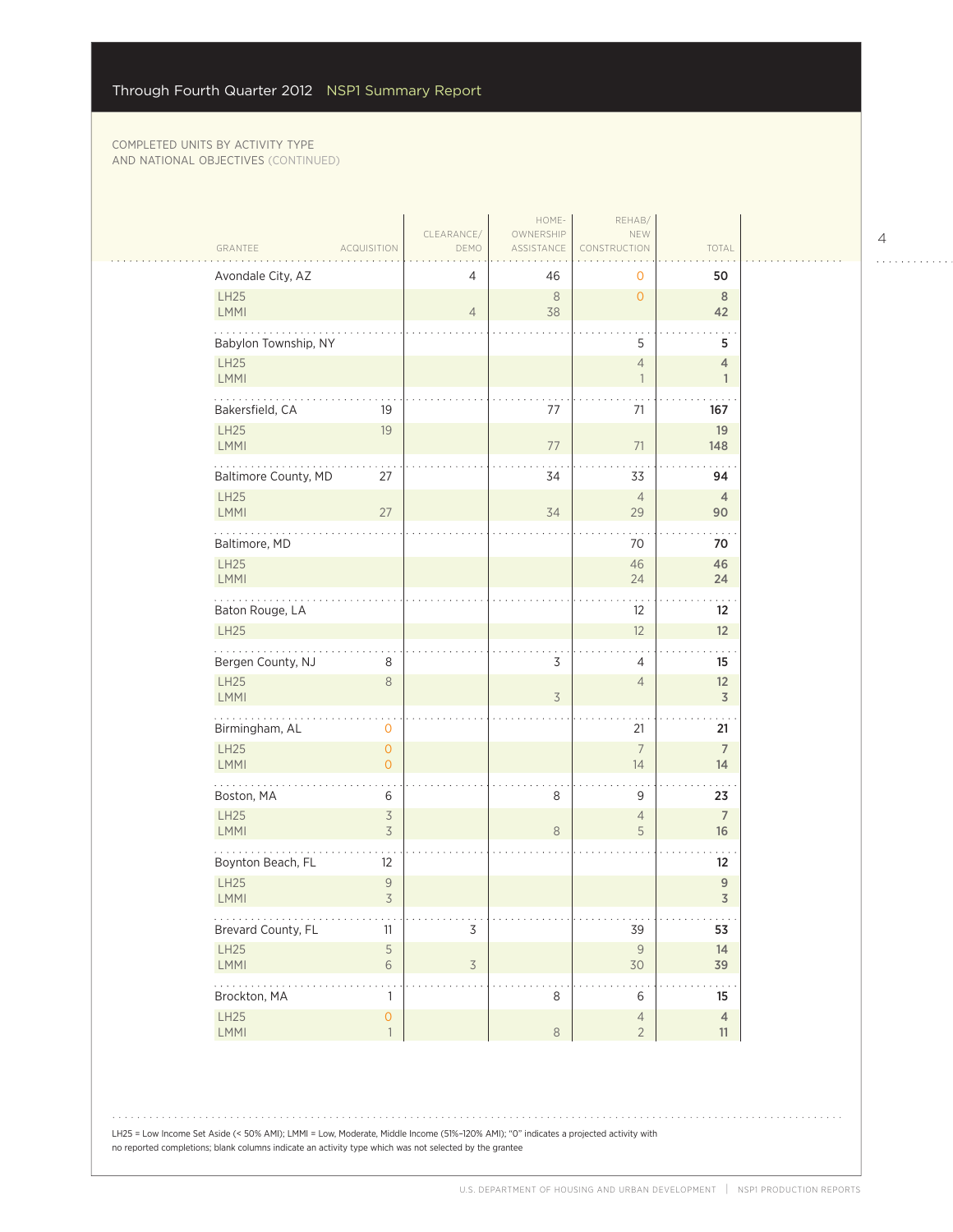COMPLETED UNITS BY ACTIVITY TYPE AND NATIONAL OBJECTIVES (CONTINUED)

| GRANTEE | ACQUISITION | CLEARANCE/ DEMO | HOME-OWNERSHIP ASSISTANCE | REHAB/ NEW CONSTRUCTION | TOTAL |
|---|---|---|---|---|---|
| **Avondale City, AZ** | | 4 | 46 | 0 | **50** |
| LH25 | | | 8 | 0 | 8 |
| LMMI | | 4 | 38 | | 42 |
| **Babylon Township, NY** | | | | 5 | **5** |
| LH25 | | | | 4 | 4 |
| LMMI | | | | 1 | 1 |
| **Bakersfield, CA** | 19 | | 77 | 71 | **167** |
| LH25 | 19 | | | | 19 |
| LMMI | | | 77 | 71 | 148 |
| **Baltimore County, MD** | 27 | | 34 | 33 | **94** |
| LH25 | | | | 4 | 4 |
| LMMI | 27 | | 34 | 29 | 90 |
| **Baltimore, MD** | | | | 70 | **70** |
| LH25 | | | | 46 | 46 |
| LMMI | | | | 24 | 24 |
| **Baton Rouge, LA** | | | | 12 | **12** |
| LH25 | | | | 12 | 12 |
| **Bergen County, NJ** | 8 | | 3 | 4 | **15** |
| LH25 | 8 | | | 4 | 12 |
| LMMI | | | 3 | | 3 |
| **Birmingham, AL** | 0 | | | 21 | **21** |
| LH25 | 0 | | | 7 | 7 |
| LMMI | 0 | | | 14 | 14 |
| **Boston, MA** | 6 | | 8 | 9 | **23** |
| LH25 | 3 | | | 4 | 7 |
| LMMI | 3 | | 8 | 5 | 16 |
| **Boynton Beach, FL** | 12 | | | | **12** |
| LH25 | 9 | | | | 9 |
| LMMI | 3 | | | | 3 |
| **Brevard County, FL** | 11 | 3 | | 39 | **53** |
| LH25 | 5 | | | 9 | 14 |
| LMMI | 6 | 3 | | 30 | 39 |
| **Brockton, MA** | 1 | | 8 | 6 | **15** |
| LH25 | 0 | | | 4 | 4 |
| LMMI | 1 | | 8 | 2 | 11 |

LH25 = Low Income Set Aside (< 50% AMI); LMMI = Low, Moderate, Middle Income (51%–120% AMI); "0" indicates a projected activity with no reported completions; blank columns indicate an activity type which was not selected by the grantee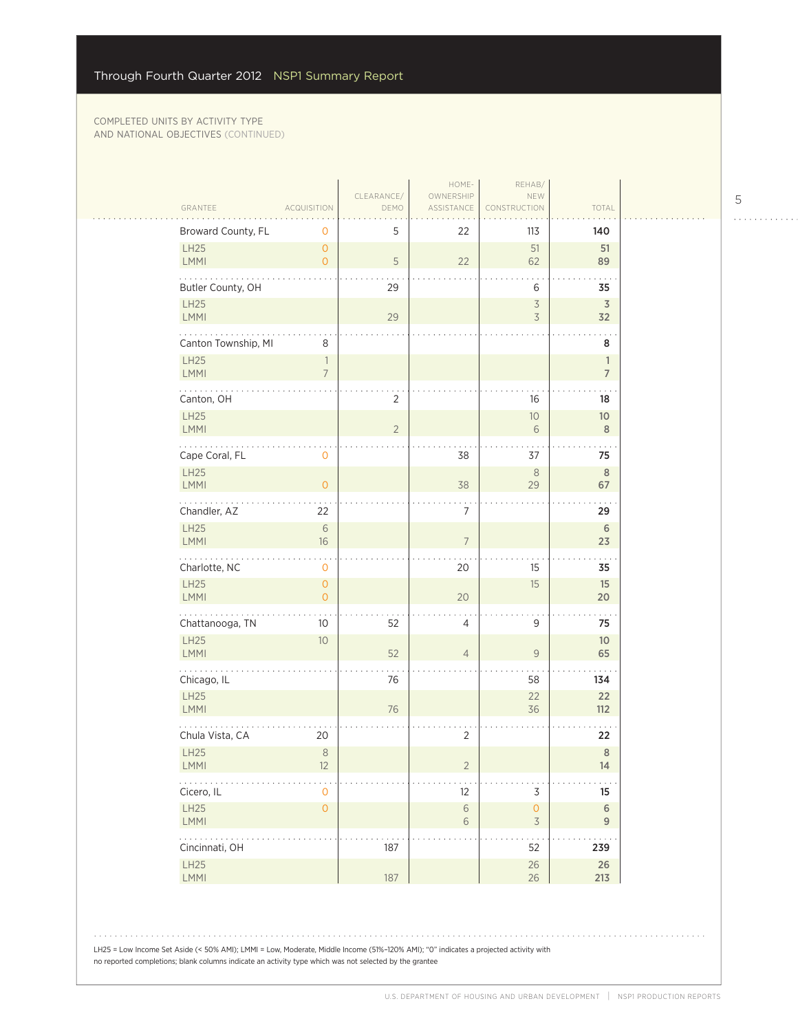COMPLETED UNITS BY ACTIVITY TYPE AND NATIONAL OBJECTIVES (CONTINUED)

| GRANTEE | ACQUISITION | CLEARANCE/ DEMO | HOME-OWNERSHIP ASSISTANCE | REHAB/ NEW CONSTRUCTION | TOTAL |
|---|---|---|---|---|---|
| Broward County, FL | 0 | 5 | 22 | 113 | **140** |
| LH25 | 0 | | | 51 | **51** |
| LMMI | 0 | 5 | 22 | 62 | **89** |
| Butler County, OH | | 29 | | 6 | **35** |
| LH25 | | | | 3 | **3** |
| LMMI | | 29 | | 3 | **32** |
| Canton Township, MI | 8 | | | | **8** |
| LH25 | 1 | | | | **1** |
| LMMI | 7 | | | | **7** |
| Canton, OH | | 2 | | 16 | **18** |
| LH25 | | | | 10 | **10** |
| LMMI | | 2 | | 6 | **8** |
| Cape Coral, FL | 0 | | 38 | 37 | **75** |
| LH25 | | | | 8 | **8** |
| LMMI | 0 | | 38 | 29 | **67** |
| Chandler, AZ | 22 | | 7 | | **29** |
| LH25 | 6 | | | | **6** |
| LMMI | 16 | | 7 | | **23** |
| Charlotte, NC | 0 | | 20 | 15 | **35** |
| LH25 | 0 | | | 15 | **15** |
| LMMI | 0 | | 20 | | **20** |
| Chattanooga, TN | 10 | 52 | 4 | 9 | **75** |
| LH25 | 10 | | | | **10** |
| LMMI | | 52 | 4 | 9 | **65** |
| Chicago, IL | | 76 | | 58 | **134** |
| LH25 | | | | 22 | **22** |
| LMMI | | 76 | | 36 | **112** |
| Chula Vista, CA | 20 | | 2 | | **22** |
| LH25 | 8 | | | | **8** |
| LMMI | 12 | | 2 | | **14** |
| Cicero, IL | 0 | | 12 | 3 | **15** |
| LH25 | 0 | | 6 | 0 | **6** |
| LMMI | | | 6 | 3 | **9** |
| Cincinnati, OH | | 187 | | 52 | **239** |
| LH25 | | | | 26 | **26** |
| LMMI | | 187 | | 26 | **213** |

LH25 = Low Income Set Aside (< 50% AMI); LMMI = Low, Moderate, Middle Income (51%–120% AMI); "0" indicates a projected activity with no reported completions; blank columns indicate an activity type which was not selected by the grantee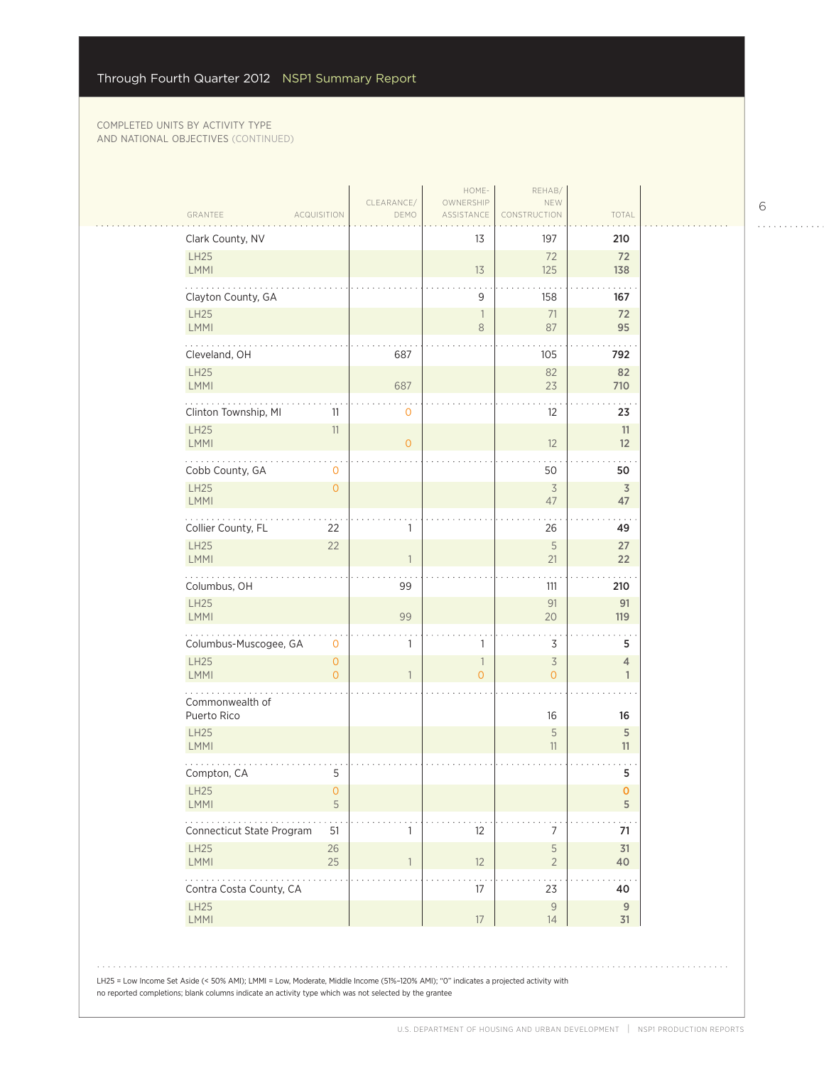COMPLETED UNITS BY ACTIVITY TYPE AND NATIONAL OBJECTIVES (CONTINUED)

| GRANTEE | ACQUISITION | CLEARANCE/ DEMO | HOME-OWNERSHIP ASSISTANCE | REHAB/ NEW CONSTRUCTION | TOTAL |
|---|---|---|---|---|---|
| **Clark County, NV** | | | 13 | 197 | **210** |
| LH25 | | | | 72 | 72 |
| LMMI | | | 13 | 125 | 138 |
| **Clayton County, GA** | | | 9 | 158 | **167** |
| LH25 | | | 1 | 71 | 72 |
| LMMI | | | 8 | 87 | 95 |
| **Cleveland, OH** | | 687 | | 105 | **792** |
| LH25 | | | | 82 | 82 |
| LMMI | | 687 | | 23 | 710 |
| **Clinton Township, MI** | 11 | 0 | | 12 | **23** |
| LH25 | 11 | | | | 11 |
| LMMI | | 0 | | 12 | 12 |
| **Cobb County, GA** | 0 | | | 50 | **50** |
| LH25 | 0 | | | 3 | 3 |
| LMMI | | | | 47 | 47 |
| **Collier County, FL** | 22 | 1 | | 26 | **49** |
| LH25 | 22 | | | 5 | 27 |
| LMMI | | 1 | | 21 | 22 |
| **Columbus, OH** | | 99 | | 111 | **210** |
| LH25 | | | | 91 | 91 |
| LMMI | | 99 | | 20 | 119 |
| **Columbus-Muscogee, GA** | 0 | 1 | 1 | 3 | **5** |
| LH25 | 0 | | 1 | 3 | 4 |
| LMMI | 0 | 1 | 0 | 0 | 1 |
| **Commonwealth of Puerto Rico** | | | | 16 | **16** |
| LH25 | | | | 5 | 5 |
| LMMI | | | | 11 | 11 |
| **Compton, CA** | 5 | | | | **5** |
| LH25 | 0 | | | | 0 |
| LMMI | 5 | | | | 5 |
| **Connecticut State Program** | 51 | 1 | 12 | 7 | **71** |
| LH25 | 26 | | | 5 | 31 |
| LMMI | 25 | 1 | 12 | 2 | 40 |
| **Contra Costa County, CA** | | | 17 | 23 | **40** |
| LH25 | | | | 9 | 9 |
| LMMI | | | 17 | 14 | 31 |

LH25 = Low Income Set Aside (< 50% AMI); LMMI = Low, Moderate, Middle Income (51%–120% AMI); "0" indicates a projected activity with no reported completions; blank columns indicate an activity type which was not selected by the grantee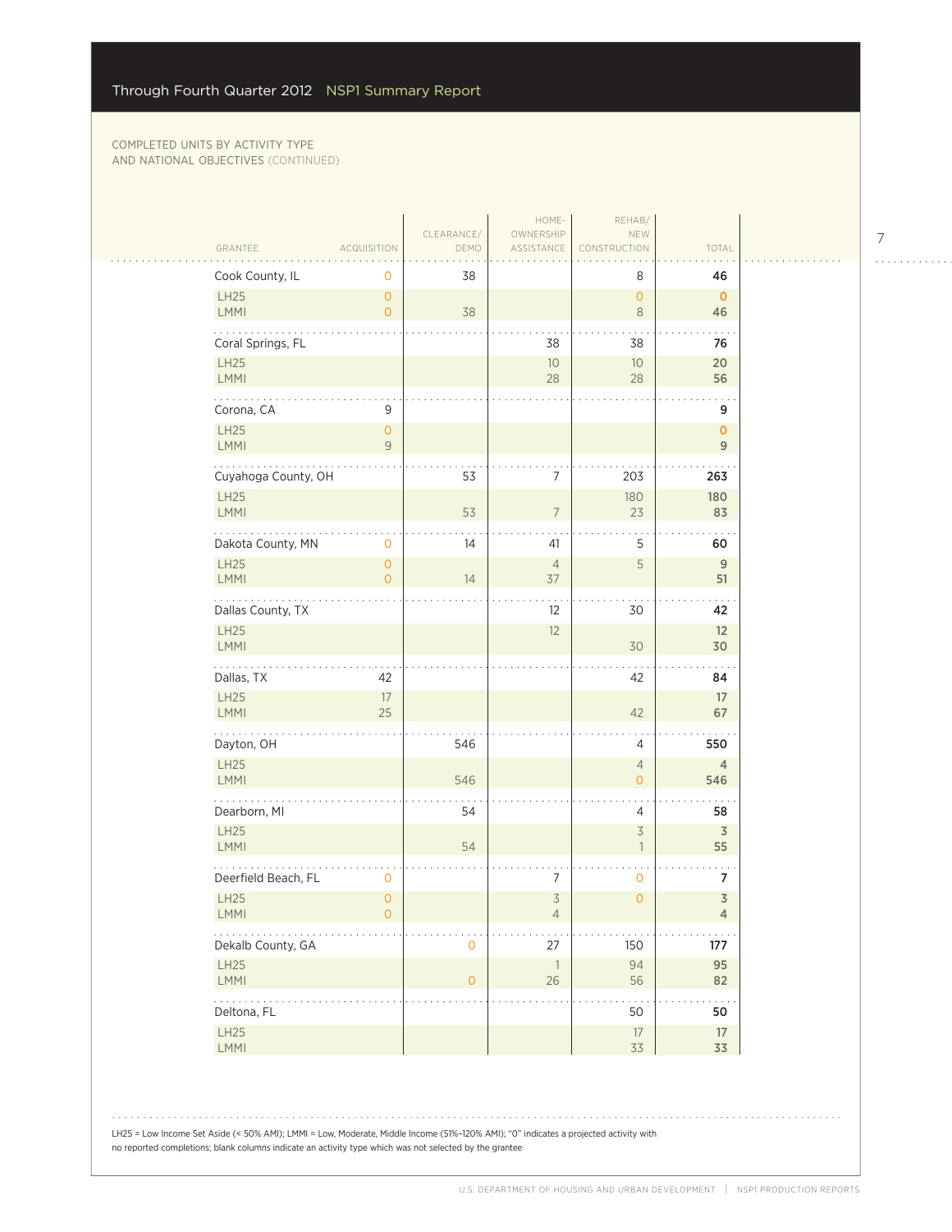COMPLETED UNITS BY ACTIVITY TYPE AND NATIONAL OBJECTIVES (CONTINUED)

| GRANTEE | ACQUISITION | CLEARANCE/ DEMO | HOME-OWNERSHIP ASSISTANCE | REHAB/ NEW CONSTRUCTION | TOTAL |
|---|---|---|---|---|---|
| Cook County, IL | 0 | 38 | | 8 | **46** |
| LH25 | 0 | | | 0 | **0** |
| LMMI | 0 | 38 | | 8 | **46** |
| Coral Springs, FL | | | 38 | 38 | **76** |
| LH25 | | | 10 | 10 | **20** |
| LMMI | | | 28 | 28 | **56** |
| Corona, CA | 9 | | | | **9** |
| LH25 | 0 | | | | **0** |
| LMMI | 9 | | | | **9** |
| Cuyahoga County, OH | | 53 | 7 | 203 | **263** |
| LH25 | | | | 180 | **180** |
| LMMI | | 53 | 7 | 23 | **83** |
| Dakota County, MN | 0 | 14 | 41 | 5 | **60** |
| LH25 | 0 | | 4 | 5 | **9** |
| LMMI | 0 | 14 | 37 | | **51** |
| Dallas County, TX | | | 12 | 30 | **42** |
| LH25 | | | 12 | | **12** |
| LMMI | | | | 30 | **30** |
| Dallas, TX | 42 | | | 42 | **84** |
| LH25 | 17 | | | | **17** |
| LMMI | 25 | | | 42 | **67** |
| Dayton, OH | | 546 | | 4 | **550** |
| LH25 | | | | 4 | **4** |
| LMMI | | 546 | | 0 | **546** |
| Dearborn, MI | | 54 | | 4 | **58** |
| LH25 | | | | 3 | **3** |
| LMMI | | 54 | | 1 | **55** |
| Deerfield Beach, FL | 0 | | 7 | 0 | **7** |
| LH25 | 0 | | 3 | 0 | **3** |
| LMMI | 0 | | 4 | | **4** |
| Dekalb County, GA | | 0 | 27 | 150 | **177** |
| LH25 | | | 1 | 94 | **95** |
| LMMI | | 0 | 26 | 56 | **82** |
| Deltona, FL | | | | 50 | **50** |
| LH25 | | | | 17 | **17** |
| LMMI | | | | 33 | **33** |

LH25 = Low Income Set Aside (< 50% AMI); LMMI = Low, Moderate, Middle Income (51%–120% AMI); "0" indicates a projected activity with no reported completions; blank columns indicate an activity type which was not selected by the grantee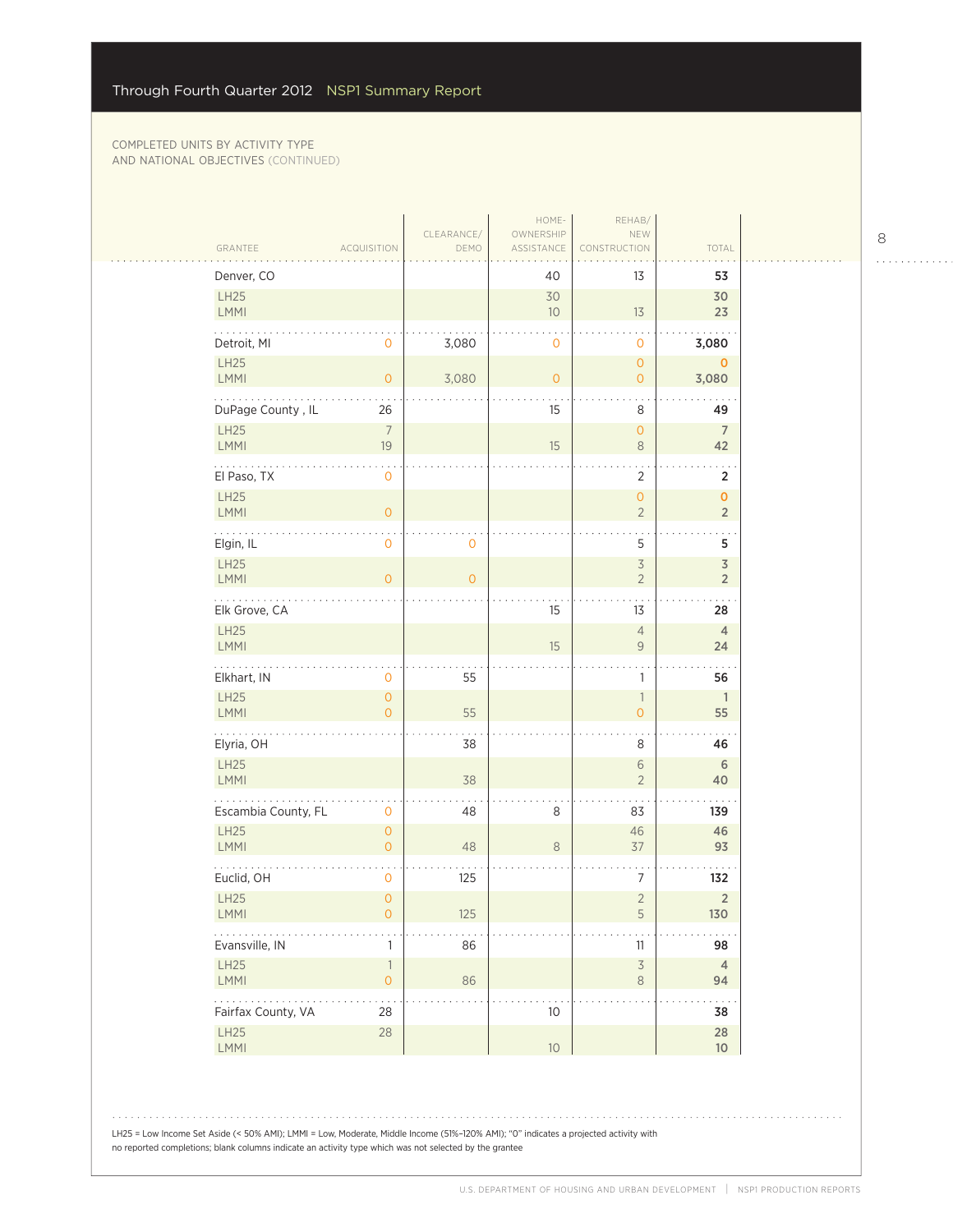COMPLETED UNITS BY ACTIVITY TYPE AND NATIONAL OBJECTIVES (CONTINUED)

| GRANTEE | ACQUISITION | CLEARANCE/ DEMO | HOME-OWNERSHIP ASSISTANCE | REHAB/ NEW CONSTRUCTION | TOTAL |
|---|---|---|---|---|---|
| Denver, CO | | | 40 | 13 | **53** |
| LH25 | | | 30 | | **30** |
| LMMI | | | 10 | 13 | **23** |
| Detroit, MI | 0 | 3,080 | 0 | 0 | **3,080** |
| LH25 | | | | 0 | **0** |
| LMMI | 0 | 3,080 | 0 | 0 | **3,080** |
| DuPage County , IL | 26 | | 15 | 8 | **49** |
| LH25 | 7 | | | 0 | **7** |
| LMMI | 19 | | 15 | 8 | **42** |
| El Paso, TX | 0 | | | 2 | **2** |
| LH25 | | | | 0 | **0** |
| LMMI | 0 | | | 2 | **2** |
| Elgin, IL | 0 | 0 | | 5 | **5** |
| LH25 | | | | 3 | **3** |
| LMMI | 0 | 0 | | 2 | **2** |
| Elk Grove, CA | | | 15 | 13 | **28** |
| LH25 | | | | 4 | **4** |
| LMMI | | | 15 | 9 | **24** |
| Elkhart, IN | 0 | 55 | | 1 | **56** |
| LH25 | 0 | | | 1 | **1** |
| LMMI | 0 | 55 | | 0 | **55** |
| Elyria, OH | | 38 | | 8 | **46** |
| LH25 | | | | 6 | **6** |
| LMMI | | 38 | | 2 | **40** |
| Escambia County, FL | 0 | 48 | 8 | 83 | **139** |
| LH25 | 0 | | | 46 | **46** |
| LMMI | 0 | 48 | 8 | 37 | **93** |
| Euclid, OH | 0 | 125 | | 7 | **132** |
| LH25 | 0 | | | 2 | **2** |
| LMMI | 0 | 125 | | 5 | **130** |
| Evansville, IN | 1 | 86 | | 11 | **98** |
| LH25 | 1 | | | 3 | **4** |
| LMMI | 0 | 86 | | 8 | **94** |
| Fairfax County, VA | 28 | | 10 | | **38** |
| LH25 | 28 | | | | **28** |
| LMMI | | | 10 | | **10** |

LH25 = Low Income Set Aside (< 50% AMI); LMMI = Low, Moderate, Middle Income (51%–120% AMI); "0" indicates a projected activity with no reported completions; blank columns indicate an activity type which was not selected by the grantee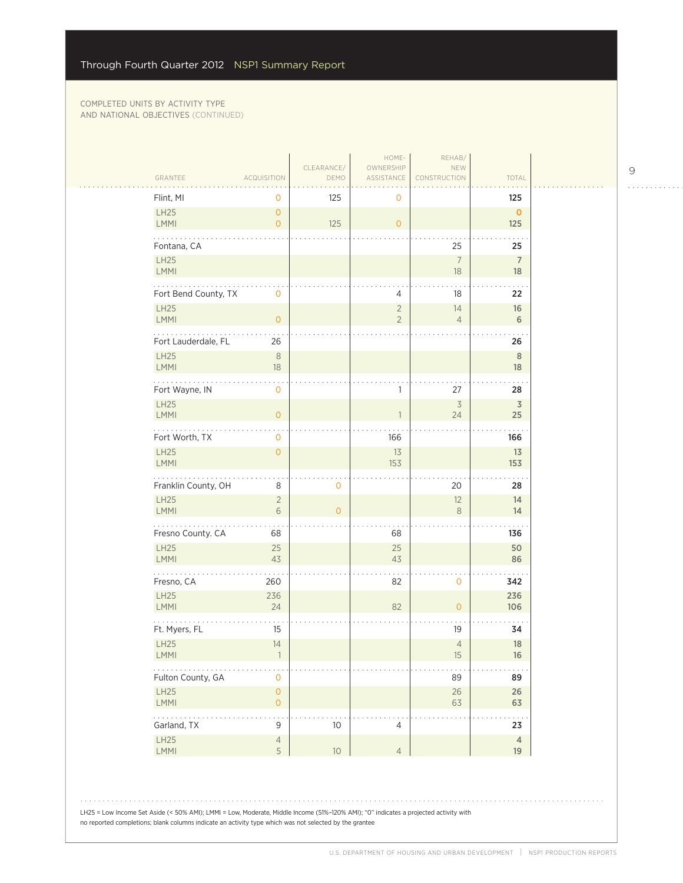COMPLETED UNITS BY ACTIVITY TYPE AND NATIONAL OBJECTIVES (CONTINUED)

| GRANTEE | ACQUISITION | CLEARANCE/ DEMO | HOME-OWNERSHIP ASSISTANCE | REHAB/ NEW CONSTRUCTION | TOTAL |
|---|---|---|---|---|---|
| **Flint, MI** | 0 | 125 | 0 | | **125** |
| LH25 | 0 | | | | **0** |
| LMMI | 0 | 125 | 0 | | **125** |
| **Fontana, CA** | | | | 25 | **25** |
| LH25 | | | | 7 | **7** |
| LMMI | | | | 18 | **18** |
| **Fort Bend County, TX** | 0 | | 4 | 18 | **22** |
| LH25 | | | 2 | 14 | **16** |
| LMMI | 0 | | 2 | 4 | **6** |
| **Fort Lauderdale, FL** | 26 | | | | **26** |
| LH25 | 8 | | | | **8** |
| LMMI | 18 | | | | **18** |
| **Fort Wayne, IN** | 0 | | 1 | 27 | **28** |
| LH25 | | | | 3 | **3** |
| LMMI | 0 | | 1 | 24 | **25** |
| **Fort Worth, TX** | 0 | | 166 | | **166** |
| LH25 | 0 | | 13 | | **13** |
| LMMI | | | 153 | | **153** |
| **Franklin County, OH** | 8 | 0 | | 20 | **28** |
| LH25 | 2 | | | 12 | **14** |
| LMMI | 6 | 0 | | 8 | **14** |
| **Fresno County. CA** | 68 | | 68 | | **136** |
| LH25 | 25 | | 25 | | **50** |
| LMMI | 43 | | 43 | | **86** |
| **Fresno, CA** | 260 | | 82 | 0 | **342** |
| LH25 | 236 | | | | **236** |
| LMMI | 24 | | 82 | 0 | **106** |
| **Ft. Myers, FL** | 15 | | | 19 | **34** |
| LH25 | 14 | | | 4 | **18** |
| LMMI | 1 | | | 15 | **16** |
| **Fulton County, GA** | 0 | | | 89 | **89** |
| LH25 | 0 | | | 26 | **26** |
| LMMI | 0 | | | 63 | **63** |
| **Garland, TX** | 9 | 10 | 4 | | **23** |
| LH25 | 4 | | | | **4** |
| LMMI | 5 | 10 | 4 | | **19** |

LH25 = Low Income Set Aside (< 50% AMI); LMMI = Low, Moderate, Middle Income (51%–120% AMI); "0" indicates a projected activity with no reported completions; blank columns indicate an activity type which was not selected by the grantee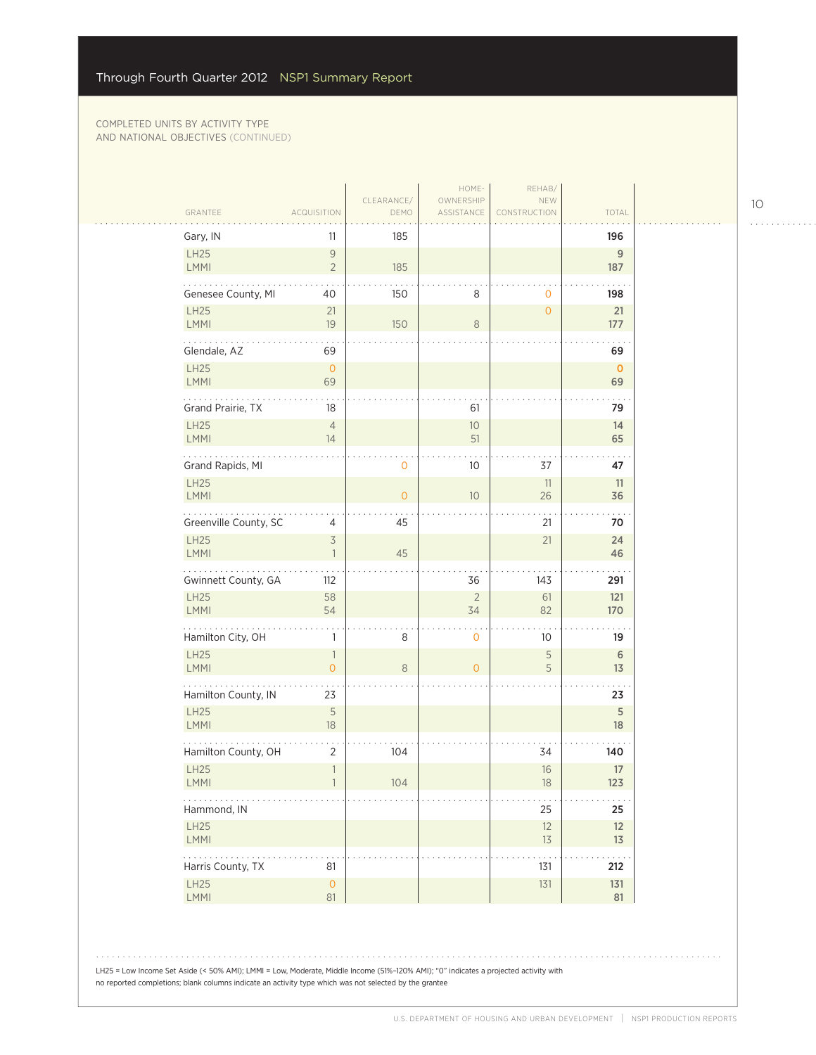COMPLETED UNITS BY ACTIVITY TYPE AND NATIONAL OBJECTIVES (CONTINUED)

| GRANTEE | ACQUISITION | CLEARANCE/ DEMO | HOME-OWNERSHIP ASSISTANCE | REHAB/ NEW CONSTRUCTION | TOTAL |
|---|---|---|---|---|---|
| **Gary, IN** | 11 | 185 | | | **196** |
| LH25 | 9 | | | | **9** |
| LMMI | 2 | 185 | | | **187** |
| **Genesee County, MI** | 40 | 150 | 8 | 0 | **198** |
| LH25 | 21 | | | 0 | **21** |
| LMMI | 19 | 150 | 8 | | **177** |
| **Glendale, AZ** | 69 | | | | **69** |
| LH25 | 0 | | | | **0** |
| LMMI | 69 | | | | **69** |
| **Grand Prairie, TX** | 18 | | 61 | | **79** |
| LH25 | 4 | | 10 | | **14** |
| LMMI | 14 | | 51 | | **65** |
| **Grand Rapids, MI** | | 0 | 10 | 37 | **47** |
| LH25 | | | | 11 | **11** |
| LMMI | | 0 | 10 | 26 | **36** |
| **Greenville County, SC** | 4 | 45 | | 21 | **70** |
| LH25 | 3 | | | 21 | **24** |
| LMMI | 1 | 45 | | | **46** |
| **Gwinnett County, GA** | 112 | | 36 | 143 | **291** |
| LH25 | 58 | | 2 | 61 | **121** |
| LMMI | 54 | | 34 | 82 | **170** |
| **Hamilton City, OH** | 1 | 8 | 0 | 10 | **19** |
| LH25 | 1 | | | 5 | **6** |
| LMMI | 0 | 8 | 0 | 5 | **13** |
| **Hamilton County, IN** | 23 | | | | **23** |
| LH25 | 5 | | | | **5** |
| LMMI | 18 | | | | **18** |
| **Hamilton County, OH** | 2 | 104 | | 34 | **140** |
| LH25 | 1 | | | 16 | **17** |
| LMMI | 1 | 104 | | 18 | **123** |
| **Hammond, IN** | | | | 25 | **25** |
| LH25 | | | | 12 | **12** |
| LMMI | | | | 13 | **13** |
| **Harris County, TX** | 81 | | | 131 | **212** |
| LH25 | 0 | | | 131 | **131** |
| LMMI | 81 | | | | **81** |

LH25 = Low Income Set Aside (< 50% AMI); LMMI = Low, Moderate, Middle Income (51%–120% AMI); "0" indicates a projected activity with no reported completions; blank columns indicate an activity type which was not selected by the grantee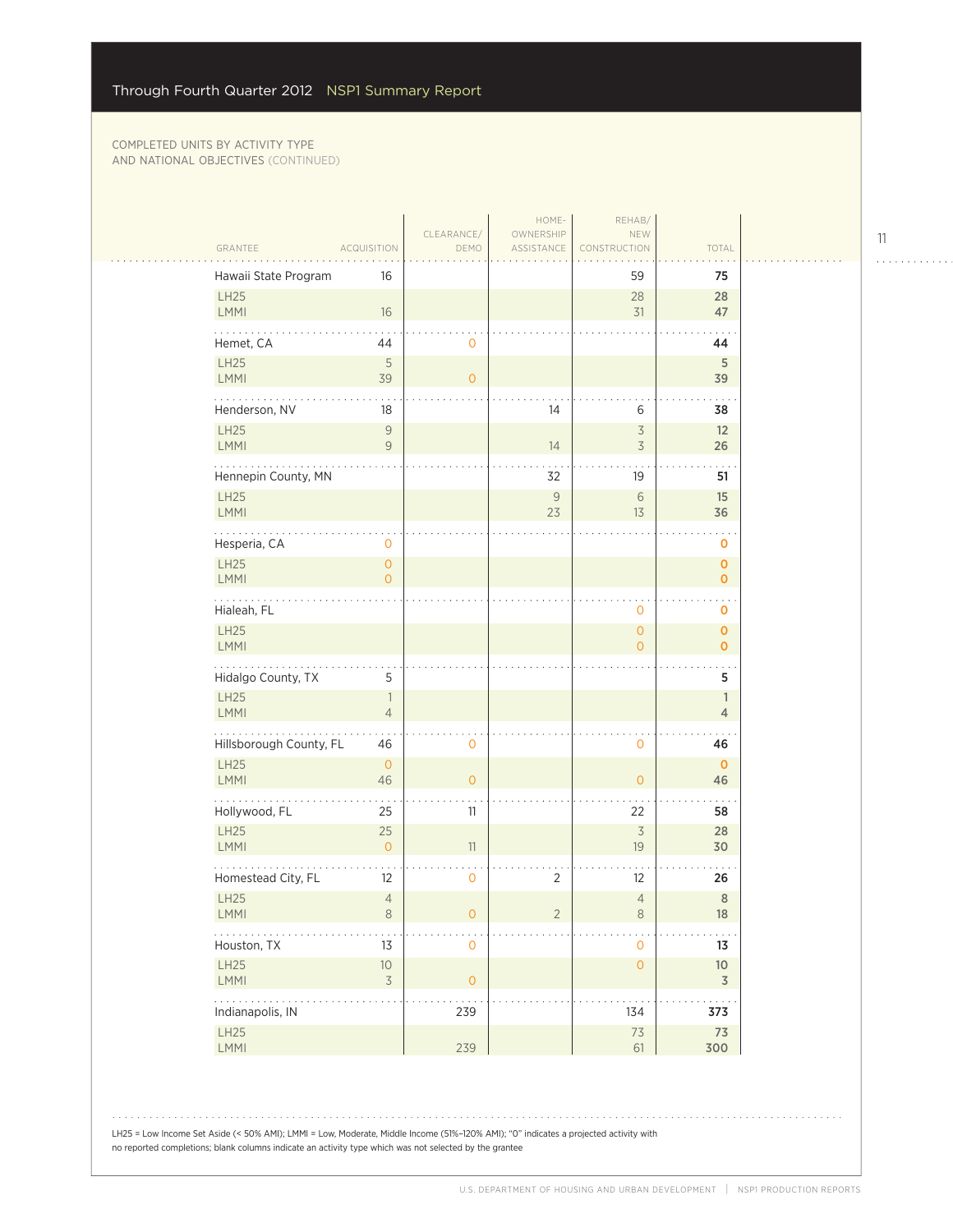COMPLETED UNITS BY ACTIVITY TYPE AND NATIONAL OBJECTIVES (CONTINUED)

| GRANTEE | ACQUISITION | CLEARANCE/ DEMO | HOME-OWNERSHIP ASSISTANCE | REHAB/ NEW CONSTRUCTION | TOTAL |
|---|---|---|---|---|---|
| **Hawaii State Program** | 16 | | | 59 | **75** |
| LH25 | | | | 28 | 28 |
| LMMI | 16 | | | 31 | 47 |
| **Hemet, CA** | 44 | 0 | | | **44** |
| LH25 | 5 | | | | 5 |
| LMMI | 39 | 0 | | | 39 |
| **Henderson, NV** | 18 | | 14 | 6 | **38** |
| LH25 | 9 | | | 3 | 12 |
| LMMI | 9 | | 14 | 3 | 26 |
| **Hennepin County, MN** | | | 32 | 19 | **51** |
| LH25 | | | 9 | 6 | 15 |
| LMMI | | | 23 | 13 | 36 |
| **Hesperia, CA** | 0 | | | | **0** |
| LH25 | 0 | | | | 0 |
| LMMI | 0 | | | | 0 |
| **Hialeah, FL** | | | | 0 | **0** |
| LH25 | | | | 0 | 0 |
| LMMI | | | | 0 | 0 |
| **Hidalgo County, TX** | 5 | | | | **5** |
| LH25 | 1 | | | | 1 |
| LMMI | 4 | | | | 4 |
| **Hillsborough County, FL** | 46 | 0 | | 0 | **46** |
| LH25 | 0 | | | | 0 |
| LMMI | 46 | 0 | | 0 | 46 |
| **Hollywood, FL** | 25 | 11 | | 22 | **58** |
| LH25 | 25 | | | 3 | 28 |
| LMMI | 0 | 11 | | 19 | 30 |
| **Homestead City, FL** | 12 | 0 | 2 | 12 | **26** |
| LH25 | 4 | | | 4 | 8 |
| LMMI | 8 | 0 | 2 | 8 | 18 |
| **Houston, TX** | 13 | 0 | | 0 | **13** |
| LH25 | 10 | | | 0 | 10 |
| LMMI | 3 | 0 | | | 3 |
| **Indianapolis, IN** | | 239 | | 134 | **373** |
| LH25 | | | | 73 | 73 |
| LMMI | | 239 | | 61 | 300 |

LH25 = Low Income Set Aside (< 50% AMI); LMMI = Low, Moderate, Middle Income (51%–120% AMI); "0" indicates a projected activity with no reported completions; blank columns indicate an activity type which was not selected by the grantee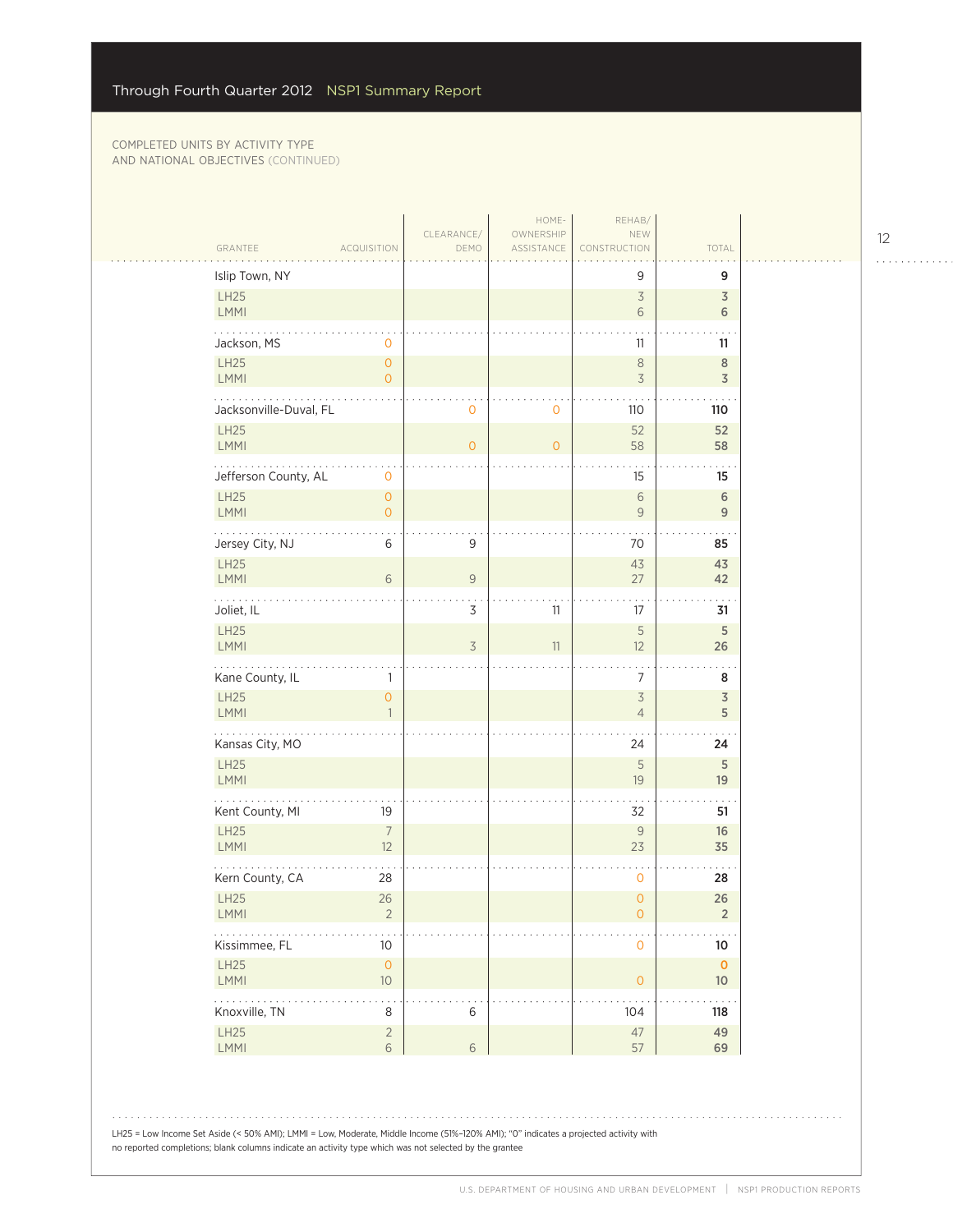COMPLETED UNITS BY ACTIVITY TYPE AND NATIONAL OBJECTIVES (CONTINUED)

| GRANTEE | ACQUISITION | CLEARANCE/ DEMO | HOME-OWNERSHIP ASSISTANCE | REHAB/ NEW CONSTRUCTION | TOTAL |
|---|---|---|---|---|---|
| Islip Town, NY | | | | 9 | 9 |
| LH25 | | | | 3 | 3 |
| LMMI | | | | 6 | 6 |
| Jackson, MS | 0 | | | 11 | 11 |
| LH25 | 0 | | | 8 | 8 |
| LMMI | 0 | | | 3 | 3 |
| Jacksonville-Duval, FL | | 0 | 0 | 110 | 110 |
| LH25 | | | | 52 | 52 |
| LMMI | | 0 | 0 | 58 | 58 |
| Jefferson County, AL | 0 | | | 15 | 15 |
| LH25 | 0 | | | 6 | 6 |
| LMMI | 0 | | | 9 | 9 |
| Jersey City, NJ | 6 | 9 | | 70 | 85 |
| LH25 | | | | 43 | 43 |
| LMMI | 6 | 9 | | 27 | 42 |
| Joliet, IL | | 3 | 11 | 17 | 31 |
| LH25 | | | | 5 | 5 |
| LMMI | | 3 | 11 | 12 | 26 |
| Kane County, IL | 1 | | | 7 | 8 |
| LH25 | 0 | | | 3 | 3 |
| LMMI | 1 | | | 4 | 5 |
| Kansas City, MO | | | | 24 | 24 |
| LH25 | | | | 5 | 5 |
| LMMI | | | | 19 | 19 |
| Kent County, MI | 19 | | | 32 | 51 |
| LH25 | 7 | | | 9 | 16 |
| LMMI | 12 | | | 23 | 35 |
| Kern County, CA | 28 | | | 0 | 28 |
| LH25 | 26 | | | 0 | 26 |
| LMMI | 2 | | | 0 | 2 |
| Kissimmee, FL | 10 | | | 0 | 10 |
| LH25 | 0 | | | | 0 |
| LMMI | 10 | | | 0 | 10 |
| Knoxville, TN | 8 | 6 | | 104 | 118 |
| LH25 | 2 | | | 47 | 49 |
| LMMI | 6 | 6 | | 57 | 69 |

LH25 = Low Income Set Aside (< 50% AMI); LMMI = Low, Moderate, Middle Income (51%–120% AMI); "0" indicates a projected activity with no reported completions; blank columns indicate an activity type which was not selected by the grantee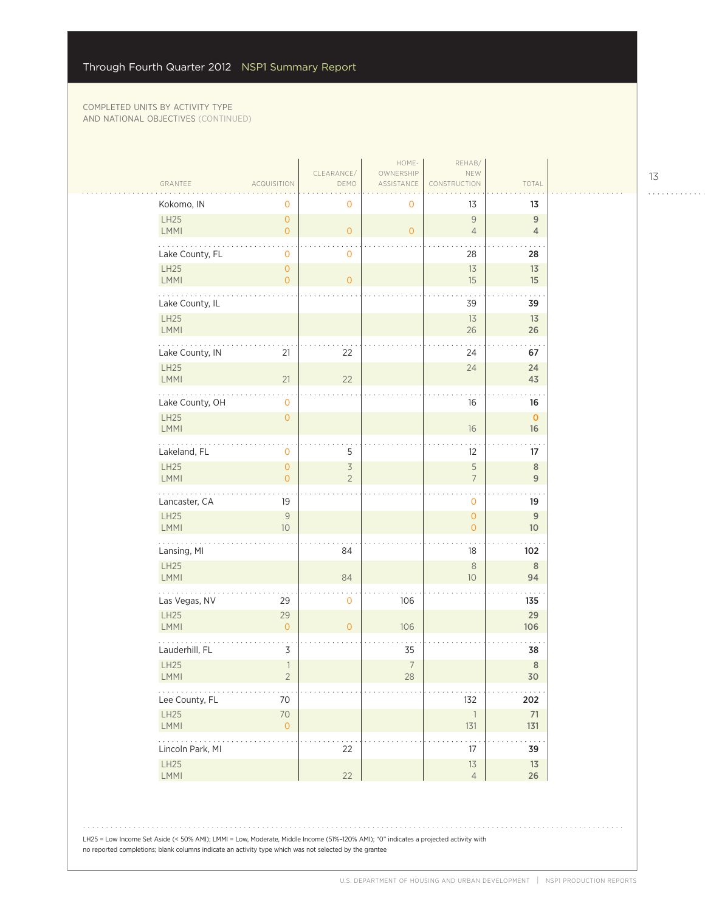COMPLETED UNITS BY ACTIVITY TYPE AND NATIONAL OBJECTIVES (CONTINUED)

| GRANTEE | ACQUISITION | CLEARANCE/ DEMO | HOME-OWNERSHIP ASSISTANCE | REHAB/ NEW CONSTRUCTION | TOTAL |
|---|---|---|---|---|---|
| **Kokomo, IN** | 0 | 0 | 0 | 13 | **13** |
| LH25 | 0 | | | 9 | 9 |
| LMMI | 0 | 0 | 0 | 4 | 4 |
| **Lake County, FL** | 0 | 0 | | 28 | **28** |
| LH25 | 0 | | | 13 | 13 |
| LMMI | 0 | 0 | | 15 | 15 |
| **Lake County, IL** | | | | 39 | **39** |
| LH25 | | | | 13 | 13 |
| LMMI | | | | 26 | 26 |
| **Lake County, IN** | 21 | 22 | | 24 | **67** |
| LH25 | | | | 24 | 24 |
| LMMI | 21 | 22 | | | 43 |
| **Lake County, OH** | 0 | | | 16 | **16** |
| LH25 | 0 | | | | 0 |
| LMMI | | | | 16 | 16 |
| **Lakeland, FL** | 0 | 5 | | 12 | **17** |
| LH25 | 0 | 3 | | 5 | 8 |
| LMMI | 0 | 2 | | 7 | 9 |
| **Lancaster, CA** | 19 | | | 0 | **19** |
| LH25 | 9 | | | 0 | 9 |
| LMMI | 10 | | | 0 | 10 |
| **Lansing, MI** | | 84 | | 18 | **102** |
| LH25 | | | | 8 | 8 |
| LMMI | | 84 | | 10 | 94 |
| **Las Vegas, NV** | 29 | 0 | 106 | | **135** |
| LH25 | 29 | | | | 29 |
| LMMI | 0 | 0 | 106 | | 106 |
| **Lauderhill, FL** | 3 | | 35 | | **38** |
| LH25 | 1 | | 7 | | 8 |
| LMMI | 2 | | 28 | | 30 |
| **Lee County, FL** | 70 | | | 132 | **202** |
| LH25 | 70 | | | 1 | 71 |
| LMMI | 0 | | | 131 | 131 |
| **Lincoln Park, MI** | | 22 | | 17 | **39** |
| LH25 | | | | 13 | 13 |
| LMMI | | 22 | | 4 | 26 |

LH25 = Low Income Set Aside (< 50% AMI); LMMI = Low, Moderate, Middle Income (51%–120% AMI); "0" indicates a projected activity with no reported completions; blank columns indicate an activity type which was not selected by the grantee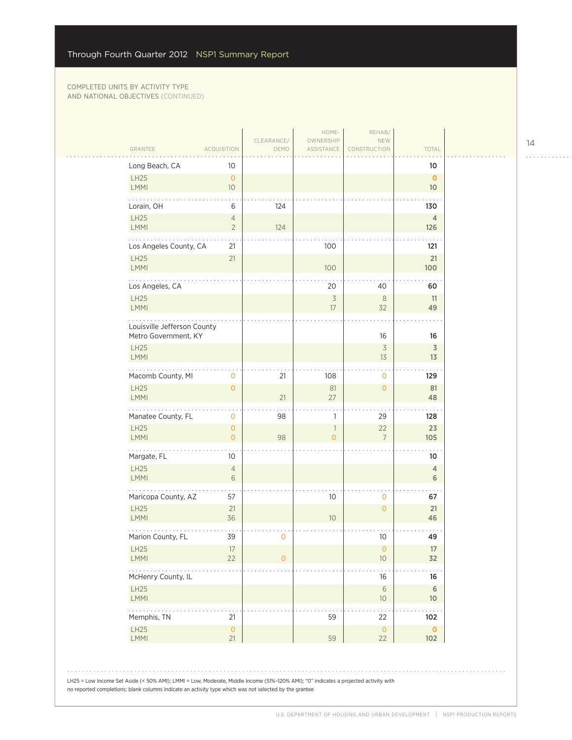COMPLETED UNITS BY ACTIVITY TYPE AND NATIONAL OBJECTIVES (CONTINUED)

| GRANTEE | ACQUISITION | CLEARANCE/ DEMO | HOME-OWNERSHIP ASSISTANCE | REHAB/ NEW CONSTRUCTION | TOTAL |
|---|---|---|---|---|---|
| **Long Beach, CA** | 10 | | | | **10** |
| LH25 | 0 | | | | **0** |
| LMMI | 10 | | | | **10** |
| **Lorain, OH** | 6 | 124 | | | **130** |
| LH25 | 4 | | | | **4** |
| LMMI | 2 | 124 | | | **126** |
| **Los Angeles County, CA** | 21 | | 100 | | **121** |
| LH25 | 21 | | | | **21** |
| LMMI | | | 100 | | **100** |
| **Los Angeles, CA** | | | 20 | 40 | **60** |
| LH25 | | | 3 | 8 | **11** |
| LMMI | | | 17 | 32 | **49** |
| **Louisville Jefferson County Metro Government, KY** | | | | 16 | **16** |
| LH25 | | | | 3 | **3** |
| LMMI | | | | 13 | **13** |
| **Macomb County, MI** | 0 | 21 | 108 | 0 | **129** |
| LH25 | 0 | | 81 | 0 | **81** |
| LMMI | | 21 | 27 | | **48** |
| **Manatee County, FL** | 0 | 98 | 1 | 29 | **128** |
| LH25 | 0 | | 1 | 22 | **23** |
| LMMI | 0 | 98 | 0 | 7 | **105** |
| **Margate, FL** | 10 | | | | **10** |
| LH25 | 4 | | | | **4** |
| LMMI | 6 | | | | **6** |
| **Maricopa County, AZ** | 57 | | 10 | 0 | **67** |
| LH25 | 21 | | | 0 | **21** |
| LMMI | 36 | | 10 | | **46** |
| **Marion County, FL** | 39 | 0 | | 10 | **49** |
| LH25 | 17 | | | 0 | **17** |
| LMMI | 22 | 0 | | 10 | **32** |
| **McHenry County, IL** | | | | 16 | **16** |
| LH25 | | | | 6 | **6** |
| LMMI | | | | 10 | **10** |
| **Memphis, TN** | 21 | | 59 | 22 | **102** |
| LH25 | 0 | | | 0 | **0** |
| LMMI | 21 | | 59 | 22 | **102** |

LH25 = Low Income Set Aside (< 50% AMI); LMMI = Low, Moderate, Middle Income (51%–120% AMI); "0" indicates a projected activity with no reported completions; blank columns indicate an activity type which was not selected by the grantee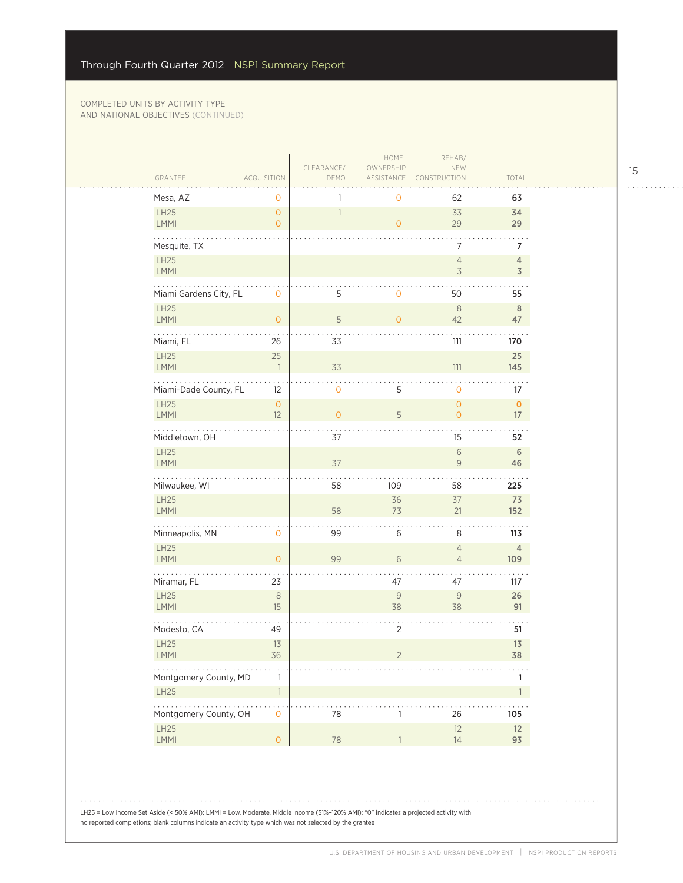COMPLETED UNITS BY ACTIVITY TYPE AND NATIONAL OBJECTIVES (CONTINUED)

| GRANTEE | ACQUISITION | CLEARANCE/ DEMO | HOME-OWNERSHIP ASSISTANCE | REHAB/ NEW CONSTRUCTION | TOTAL |
|---|---|---|---|---|---|
| Mesa, AZ | 0 | 1 | 0 | 62 | **63** |
| LH25 | 0 | 1 | | 33 | **34** |
| LMMI | 0 | | 0 | 29 | **29** |
| Mesquite, TX | | | | 7 | **7** |
| LH25 | | | | 4 | **4** |
| LMMI | | | | 3 | **3** |
| Miami Gardens City, FL | 0 | 5 | 0 | 50 | **55** |
| LH25 | | | | 8 | **8** |
| LMMI | 0 | 5 | 0 | 42 | **47** |
| Miami, FL | 26 | 33 | | 111 | **170** |
| LH25 | 25 | | | | **25** |
| LMMI | 1 | 33 | | 111 | **145** |
| Miami-Dade County, FL | 12 | 0 | 5 | 0 | **17** |
| LH25 | 0 | | | 0 | **0** |
| LMMI | 12 | 0 | 5 | 0 | **17** |
| Middletown, OH | | 37 | | 15 | **52** |
| LH25 | | | | 6 | **6** |
| LMMI | | 37 | | 9 | **46** |
| Milwaukee, WI | | 58 | 109 | 58 | **225** |
| LH25 | | | 36 | 37 | **73** |
| LMMI | | 58 | 73 | 21 | **152** |
| Minneapolis, MN | 0 | 99 | 6 | 8 | **113** |
| LH25 | | | | 4 | **4** |
| LMMI | 0 | 99 | 6 | 4 | **109** |
| Miramar, FL | 23 | | 47 | 47 | **117** |
| LH25 | 8 | | 9 | 9 | **26** |
| LMMI | 15 | | 38 | 38 | **91** |
| Modesto, CA | 49 | | 2 | | **51** |
| LH25 | 13 | | | | **13** |
| LMMI | 36 | | 2 | | **38** |
| Montgomery County, MD | 1 | | | | **1** |
| LH25 | 1 | | | | **1** |
| Montgomery County, OH | 0 | 78 | 1 | 26 | **105** |
| LH25 | | | | 12 | **12** |
| LMMI | 0 | 78 | 1 | 14 | **93** |

LH25 = Low Income Set Aside (< 50% AMI); LMMI = Low, Moderate, Middle Income (51%–120% AMI); "0" indicates a projected activity with no reported completions; blank columns indicate an activity type which was not selected by the grantee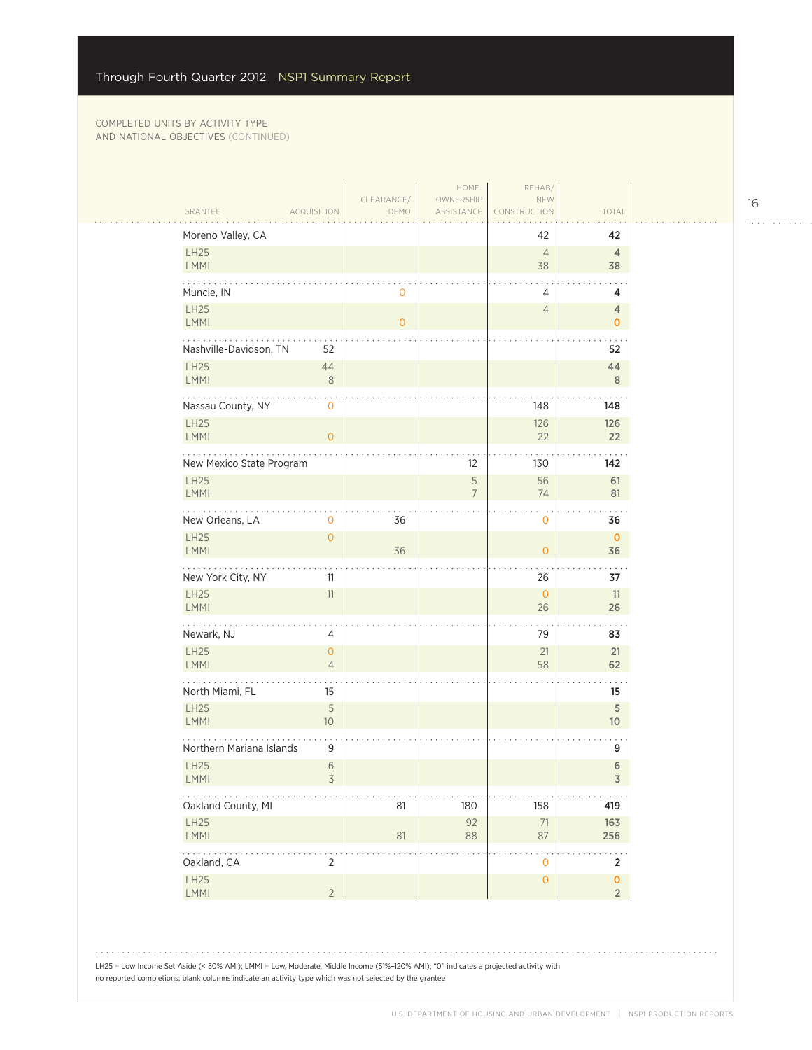COMPLETED UNITS BY ACTIVITY TYPE AND NATIONAL OBJECTIVES (CONTINUED)

| GRANTEE | ACQUISITION | CLEARANCE/ DEMO | HOME-OWNERSHIP ASSISTANCE | REHAB/ NEW CONSTRUCTION | TOTAL |
|---|---|---|---|---|---|
| Moreno Valley, CA | | | | 42 | **42** |
| LH25 | | | | 4 | **4** |
| LMMI | | | | 38 | **38** |
| Muncie, IN | | 0 | | 4 | **4** |
| LH25 | | | | 4 | **4** |
| LMMI | | 0 | | | **0** |
| Nashville-Davidson, TN | 52 | | | | **52** |
| LH25 | 44 | | | | **44** |
| LMMI | 8 | | | | **8** |
| Nassau County, NY | 0 | | | 148 | **148** |
| LH25 | | | | 126 | **126** |
| LMMI | 0 | | | 22 | **22** |
| New Mexico State Program | | | 12 | 130 | **142** |
| LH25 | | | 5 | 56 | **61** |
| LMMI | | | 7 | 74 | **81** |
| New Orleans, LA | 0 | 36 | | 0 | **36** |
| LH25 | 0 | | | | **0** |
| LMMI | | 36 | | 0 | **36** |
| New York City, NY | 11 | | | 26 | **37** |
| LH25 | 11 | | | 0 | **11** |
| LMMI | | | | 26 | **26** |
| Newark, NJ | 4 | | | 79 | **83** |
| LH25 | 0 | | | 21 | **21** |
| LMMI | 4 | | | 58 | **62** |
| North Miami, FL | 15 | | | | **15** |
| LH25 | 5 | | | | **5** |
| LMMI | 10 | | | | **10** |
| Northern Mariana Islands | 9 | | | | **9** |
| LH25 | 6 | | | | **6** |
| LMMI | 3 | | | | **3** |
| Oakland County, MI | | 81 | 180 | 158 | **419** |
| LH25 | | | 92 | 71 | **163** |
| LMMI | | 81 | 88 | 87 | **256** |
| Oakland, CA | 2 | | | 0 | **2** |
| LH25 | | | | 0 | **0** |
| LMMI | 2 | | | | **2** |

LH25 = Low Income Set Aside (< 50% AMI); LMMI = Low, Moderate, Middle Income (51%–120% AMI); "0" indicates a projected activity with no reported completions; blank columns indicate an activity type which was not selected by the grantee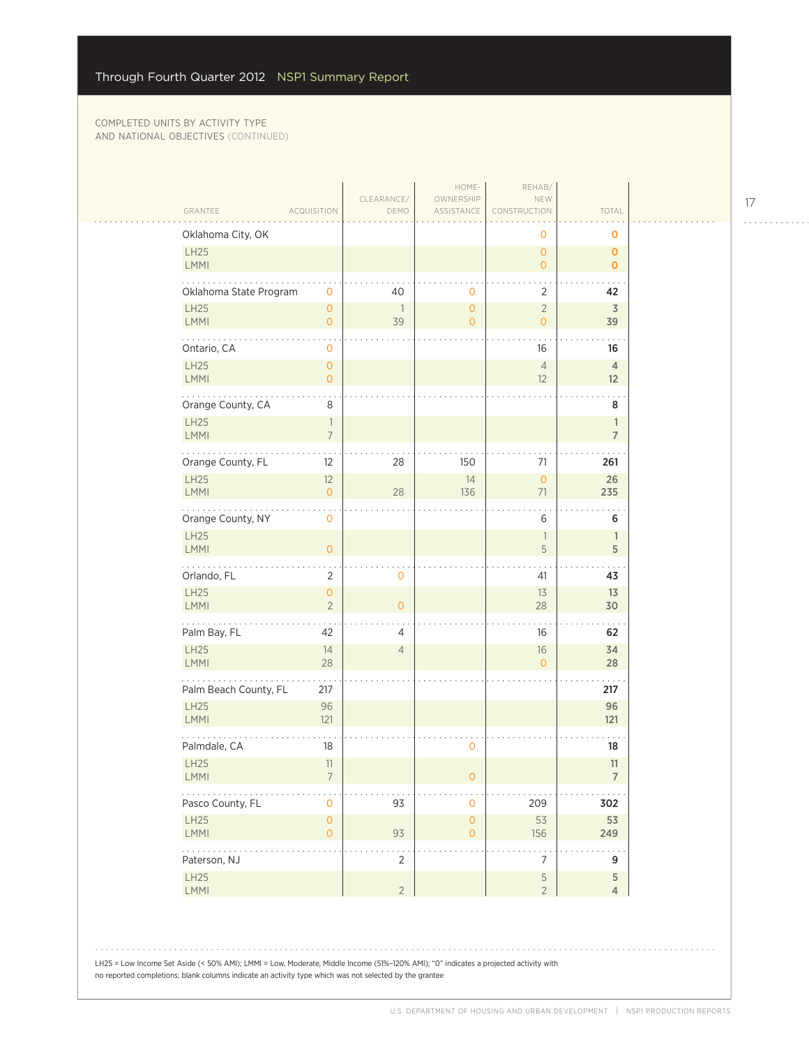Through Fourth Quarter 2012 NSP1 Summary Report

COMPLETED UNITS BY ACTIVITY TYPE
AND NATIONAL OBJECTIVES (CONTINUED)

| GRANTEE | ACQUISITION | CLEARANCE/ DEMO | HOME-OWNERSHIP ASSISTANCE | REHAB/ NEW CONSTRUCTION | TOTAL |
|---|---|---|---|---|---|
| **Oklahoma City, OK** | | | | 0 | **0** |
| LH25 | | | | 0 | **0** |
| LMMI | | | | 0 | **0** |
| **Oklahoma State Program** | 0 | 40 | 0 | 2 | **42** |
| LH25 | 0 | 1 | 0 | 2 | **3** |
| LMMI | 0 | 39 | 0 | 0 | **39** |
| **Ontario, CA** | 0 | | | 16 | **16** |
| LH25 | 0 | | | 4 | **4** |
| LMMI | 0 | | | 12 | **12** |
| **Orange County, CA** | 8 | | | | **8** |
| LH25 | 1 | | | | **1** |
| LMMI | 7 | | | | **7** |
| **Orange County, FL** | 12 | 28 | 150 | 71 | **261** |
| LH25 | 12 | | 14 | 0 | **26** |
| LMMI | 0 | 28 | 136 | 71 | **235** |
| **Orange County, NY** | 0 | | | 6 | **6** |
| LH25 | | | | 1 | **1** |
| LMMI | 0 | | | 5 | **5** |
| **Orlando, FL** | 2 | 0 | | 41 | **43** |
| LH25 | 0 | | | 13 | **13** |
| LMMI | 2 | 0 | | 28 | **30** |
| **Palm Bay, FL** | 42 | 4 | | 16 | **62** |
| LH25 | 14 | 4 | | 16 | **34** |
| LMMI | 28 | | | 0 | **28** |
| **Palm Beach County, FL** | 217 | | | | **217** |
| LH25 | 96 | | | | **96** |
| LMMI | 121 | | | | **121** |
| **Palmdale, CA** | 18 | | 0 | | **18** |
| LH25 | 11 | | | | **11** |
| LMMI | 7 | | 0 | | **7** |
| **Pasco County, FL** | 0 | 93 | 0 | 209 | **302** |
| LH25 | 0 | | 0 | 53 | **53** |
| LMMI | 0 | 93 | 0 | 156 | **249** |
| **Paterson, NJ** | | 2 | | 7 | **9** |
| LH25 | | | | 5 | **5** |
| LMMI | | 2 | | 2 | **4** |

LH25 = Low Income Set Aside (< 50% AMI); LMMI = Low, Moderate, Middle Income (51%–120% AMI); "0" indicates a projected activity with no reported completions; blank columns indicate an activity type which was not selected by the grantee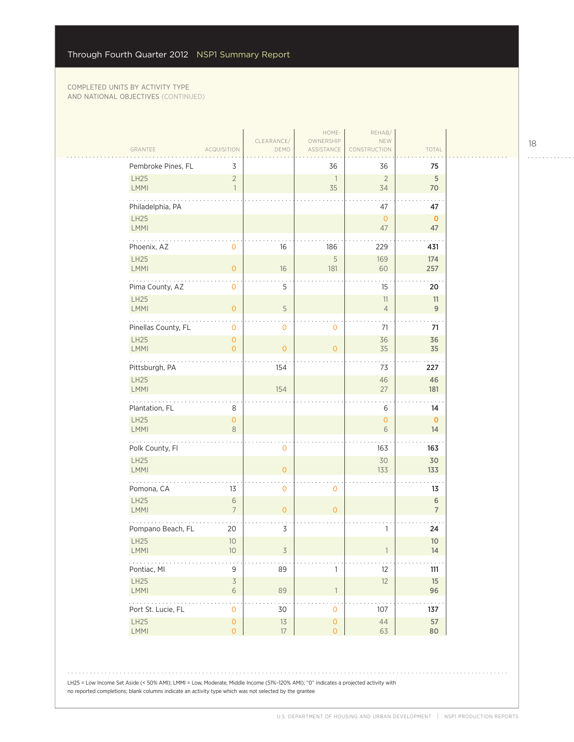Through Fourth Quarter 2012 NSP1 Summary Report

COMPLETED UNITS BY ACTIVITY TYPE AND NATIONAL OBJECTIVES (CONTINUED)

| GRANTEE | ACQUISITION | CLEARANCE/ DEMO | HOME-OWNERSHIP ASSISTANCE | REHAB/ NEW CONSTRUCTION | TOTAL |
|---|---|---|---|---|---|
| **Pembroke Pines, FL** | 3 | | 36 | 36 | **75** |
| LH25 | 2 | | 1 | 2 | 5 |
| LMMI | 1 | | 35 | 34 | 70 |
| **Philadelphia, PA** | | | | 47 | **47** |
| LH25 | | | | 0 | 0 |
| LMMI | | | | 47 | 47 |
| **Phoenix, AZ** | 0 | 16 | 186 | 229 | **431** |
| LH25 | | | 5 | 169 | 174 |
| LMMI | 0 | 16 | 181 | 60 | 257 |
| **Pima County, AZ** | 0 | 5 | | 15 | **20** |
| LH25 | | | | 11 | 11 |
| LMMI | 0 | 5 | | 4 | 9 |
| **Pinellas County, FL** | 0 | 0 | 0 | 71 | **71** |
| LH25 | 0 | | | 36 | 36 |
| LMMI | 0 | 0 | 0 | 35 | 35 |
| **Pittsburgh, PA** | | 154 | | 73 | **227** |
| LH25 | | | | 46 | 46 |
| LMMI | | 154 | | 27 | 181 |
| **Plantation, FL** | 8 | | | 6 | **14** |
| LH25 | 0 | | | 0 | 0 |
| LMMI | 8 | | | 6 | 14 |
| **Polk County, Fl** | | 0 | | 163 | **163** |
| LH25 | | | | 30 | 30 |
| LMMI | | 0 | | 133 | 133 |
| **Pomona, CA** | 13 | 0 | 0 | | **13** |
| LH25 | 6 | | | | 6 |
| LMMI | 7 | 0 | 0 | | 7 |
| **Pompano Beach, FL** | 20 | 3 | | 1 | **24** |
| LH25 | 10 | | | | 10 |
| LMMI | 10 | 3 | | 1 | 14 |
| **Pontiac, MI** | 9 | 89 | 1 | 12 | **111** |
| LH25 | 3 | | | 12 | 15 |
| LMMI | 6 | 89 | 1 | | 96 |
| **Port St. Lucie, FL** | 0 | 30 | 0 | 107 | **137** |
| LH25 | 0 | 13 | 0 | 44 | 57 |
| LMMI | 0 | 17 | 0 | 63 | 80 |

LH25 = Low Income Set Aside (< 50% AMI); LMMI = Low, Moderate, Middle Income (51%–120% AMI); "0" indicates a projected activity with no reported completions; blank columns indicate an activity type which was not selected by the grantee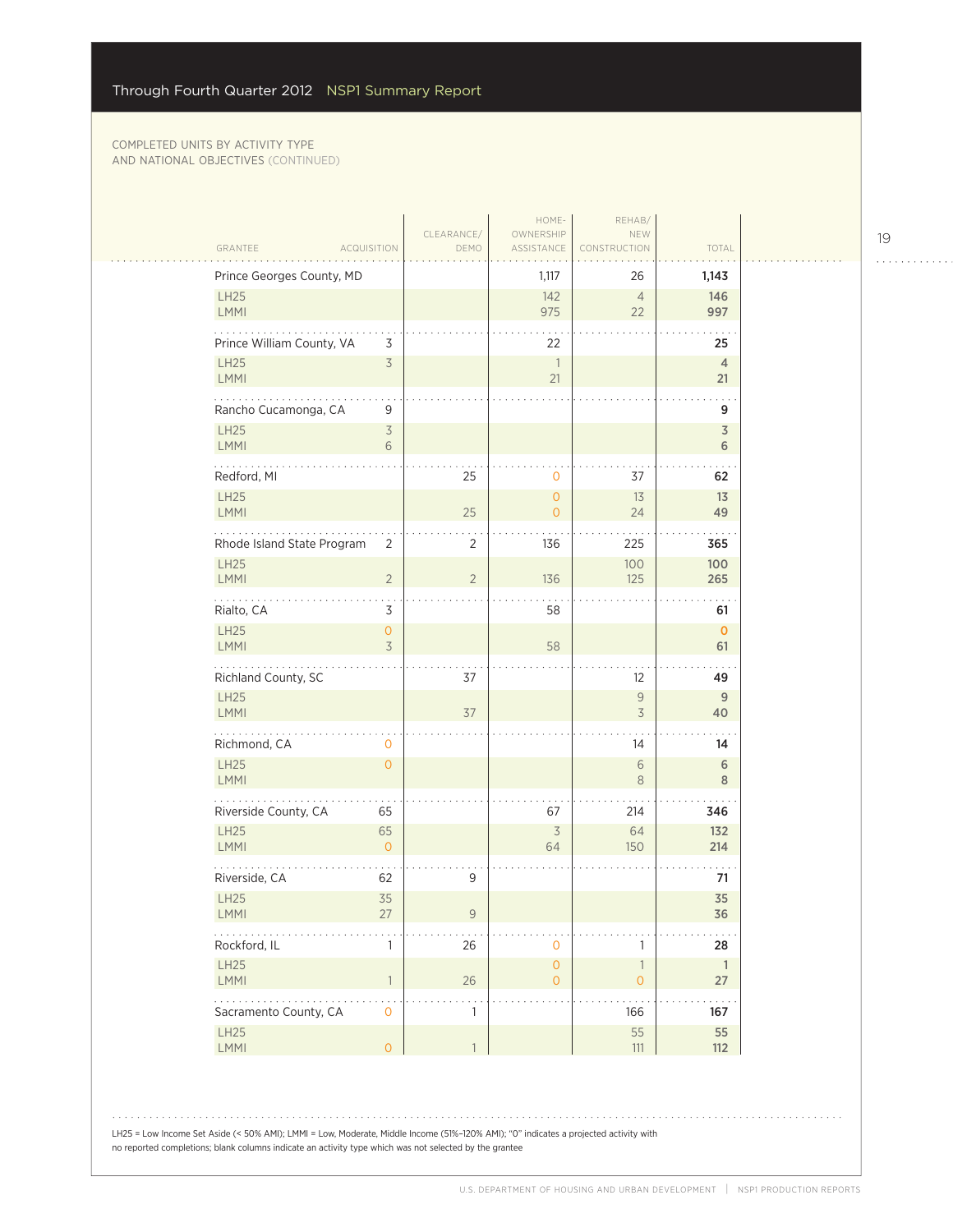COMPLETED UNITS BY ACTIVITY TYPE AND NATIONAL OBJECTIVES (CONTINUED)

| GRANTEE | ACQUISITION | CLEARANCE/ DEMO | HOME-OWNERSHIP ASSISTANCE | REHAB/ NEW CONSTRUCTION | TOTAL |
|---|---|---|---|---|---|
| Prince Georges County, MD | | | 1,117 | 26 | **1,143** |
| LH25 | | | 142 | 4 | **146** |
| LMMI | | | 975 | 22 | **997** |
| Prince William County, VA | 3 | | 22 | | **25** |
| LH25 | 3 | | 1 | | **4** |
| LMMI | | | 21 | | **21** |
| Rancho Cucamonga, CA | 9 | | | | **9** |
| LH25 | 3 | | | | **3** |
| LMMI | 6 | | | | **6** |
| Redford, MI | | 25 | 0 | 37 | **62** |
| LH25 | | | 0 | 13 | **13** |
| LMMI | | 25 | 0 | 24 | **49** |
| Rhode Island State Program | 2 | 2 | 136 | 225 | **365** |
| LH25 | | | | 100 | **100** |
| LMMI | 2 | 2 | 136 | 125 | **265** |
| Rialto, CA | 3 | | 58 | | **61** |
| LH25 | 0 | | | | **0** |
| LMMI | 3 | | 58 | | **61** |
| Richland County, SC | | 37 | | 12 | **49** |
| LH25 | | | | 9 | **9** |
| LMMI | | 37 | | 3 | **40** |
| Richmond, CA | 0 | | | 14 | **14** |
| LH25 | 0 | | | 6 | **6** |
| LMMI | | | | 8 | **8** |
| Riverside County, CA | 65 | | 67 | 214 | **346** |
| LH25 | 65 | | 3 | 64 | **132** |
| LMMI | 0 | | 64 | 150 | **214** |
| Riverside, CA | 62 | 9 | | | **71** |
| LH25 | 35 | | | | **35** |
| LMMI | 27 | 9 | | | **36** |
| Rockford, IL | 1 | 26 | 0 | 1 | **28** |
| LH25 | | | 0 | 1 | **1** |
| LMMI | 1 | 26 | 0 | 0 | **27** |
| Sacramento County, CA | 0 | 1 | | 166 | **167** |
| LH25 | | | | 55 | **55** |
| LMMI | 0 | 1 | | 111 | **112** |

LH25 = Low Income Set Aside (< 50% AMI); LMMI = Low, Moderate, Middle Income (51%–120% AMI); "0" indicates a projected activity with no reported completions; blank columns indicate an activity type which was not selected by the grantee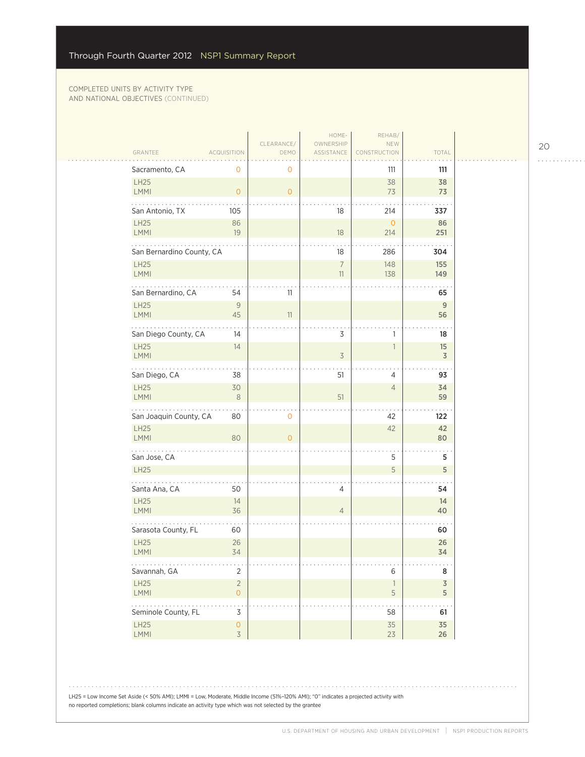COMPLETED UNITS BY ACTIVITY TYPE AND NATIONAL OBJECTIVES (CONTINUED)

| GRANTEE | ACQUISITION | CLEARANCE/ DEMO | HOME-OWNERSHIP ASSISTANCE | REHAB/ NEW CONSTRUCTION | TOTAL |
|---|---|---|---|---|---|
| Sacramento, CA | 0 | 0 | | 111 | **111** |
| LH25 | | | | 38 | **38** |
| LMMI | 0 | 0 | | 73 | **73** |
| San Antonio, TX | 105 | | 18 | 214 | **337** |
| LH25 | 86 | | | 0 | **86** |
| LMMI | 19 | | 18 | 214 | **251** |
| San Bernardino County, CA | | | 18 | 286 | **304** |
| LH25 | | | 7 | 148 | **155** |
| LMMI | | | 11 | 138 | **149** |
| San Bernardino, CA | 54 | 11 | | | **65** |
| LH25 | 9 | | | | **9** |
| LMMI | 45 | 11 | | | **56** |
| San Diego County, CA | 14 | | 3 | 1 | **18** |
| LH25 | 14 | | | 1 | **15** |
| LMMI | | | 3 | | **3** |
| San Diego, CA | 38 | | 51 | 4 | **93** |
| LH25 | 30 | | | 4 | **34** |
| LMMI | 8 | | 51 | | **59** |
| San Joaquin County, CA | 80 | 0 | | 42 | **122** |
| LH25 | | | | 42 | **42** |
| LMMI | 80 | 0 | | | **80** |
| San Jose, CA | | | | 5 | **5** |
| LH25 | | | | 5 | **5** |
| Santa Ana, CA | 50 | | 4 | | **54** |
| LH25 | 14 | | | | **14** |
| LMMI | 36 | | 4 | | **40** |
| Sarasota County, FL | 60 | | | | **60** |
| LH25 | 26 | | | | **26** |
| LMMI | 34 | | | | **34** |
| Savannah, GA | 2 | | | 6 | **8** |
| LH25 | 2 | | | 1 | **3** |
| LMMI | 0 | | | 5 | **5** |
| Seminole County, FL | 3 | | | 58 | **61** |
| LH25 | 0 | | | 35 | **35** |
| LMMI | 3 | | | 23 | **26** |

LH25 = Low Income Set Aside (< 50% AMI); LMMI = Low, Moderate, Middle Income (51%–120% AMI); "0" indicates a projected activity with no reported completions; blank columns indicate an activity type which was not selected by the grantee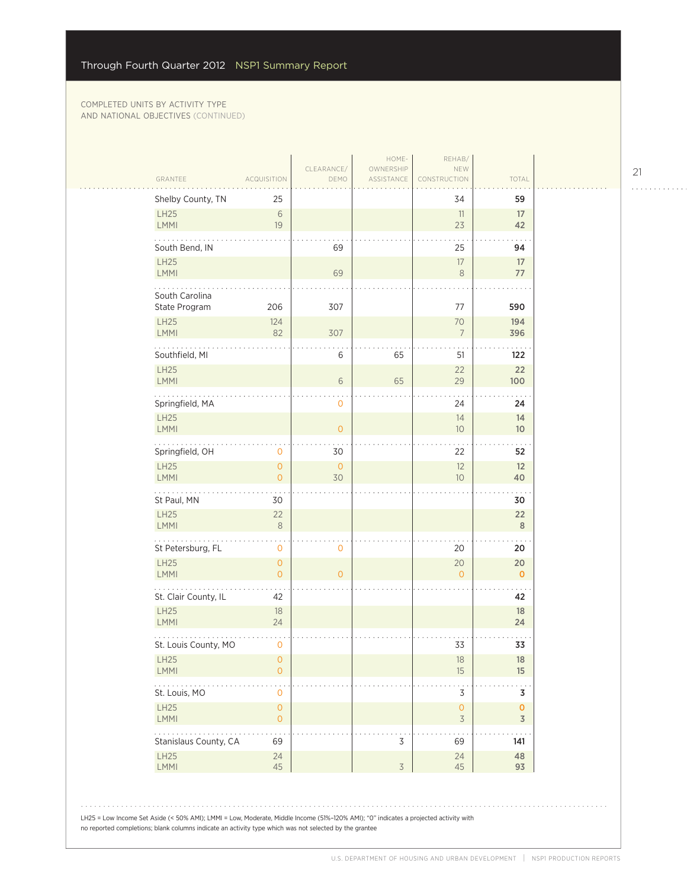COMPLETED UNITS BY ACTIVITY TYPE AND NATIONAL OBJECTIVES (CONTINUED)

| GRANTEE | ACQUISITION | CLEARANCE/ DEMO | HOME-OWNERSHIP ASSISTANCE | REHAB/ NEW CONSTRUCTION | TOTAL |
|---|---|---|---|---|---|
| Shelby County, TN | 25 | | | 34 | 59 |
| LH25 | 6 | | | 11 | 17 |
| LMMI | 19 | | | 23 | 42 |
| South Bend, IN | | 69 | | 25 | 94 |
| LH25 | | | | 17 | 17 |
| LMMI | | 69 | | 8 | 77 |
| South Carolina State Program | 206 | 307 | | 77 | 590 |
| LH25 | 124 | | | 70 | 194 |
| LMMI | 82 | 307 | | 7 | 396 |
| Southfield, MI | | 6 | 65 | 51 | 122 |
| LH25 | | | | 22 | 22 |
| LMMI | | 6 | 65 | 29 | 100 |
| Springfield, MA | | 0 | | 24 | 24 |
| LH25 | | | | 14 | 14 |
| LMMI | | 0 | | 10 | 10 |
| Springfield, OH | 0 | 30 | | 22 | 52 |
| LH25 | 0 | 0 | | 12 | 12 |
| LMMI | 0 | 30 | | 10 | 40 |
| St Paul, MN | 30 | | | | 30 |
| LH25 | 22 | | | | 22 |
| LMMI | 8 | | | | 8 |
| St Petersburg, FL | 0 | 0 | | 20 | 20 |
| LH25 | 0 | | | 20 | 20 |
| LMMI | 0 | 0 | | 0 | 0 |
| St. Clair County, IL | 42 | | | | 42 |
| LH25 | 18 | | | | 18 |
| LMMI | 24 | | | | 24 |
| St. Louis County, MO | 0 | | | 33 | 33 |
| LH25 | 0 | | | 18 | 18 |
| LMMI | 0 | | | 15 | 15 |
| St. Louis, MO | 0 | | | 3 | 3 |
| LH25 | 0 | | | 0 | 0 |
| LMMI | 0 | | | 3 | 3 |
| Stanislaus County, CA | 69 | | 3 | 69 | 141 |
| LH25 | 24 | | | 24 | 48 |
| LMMI | 45 | | 3 | 45 | 93 |

LH25 = Low Income Set Aside (< 50% AMI); LMMI = Low, Moderate, Middle Income (51%–120% AMI); "0" indicates a projected activity with no reported completions; blank columns indicate an activity type which was not selected by the grantee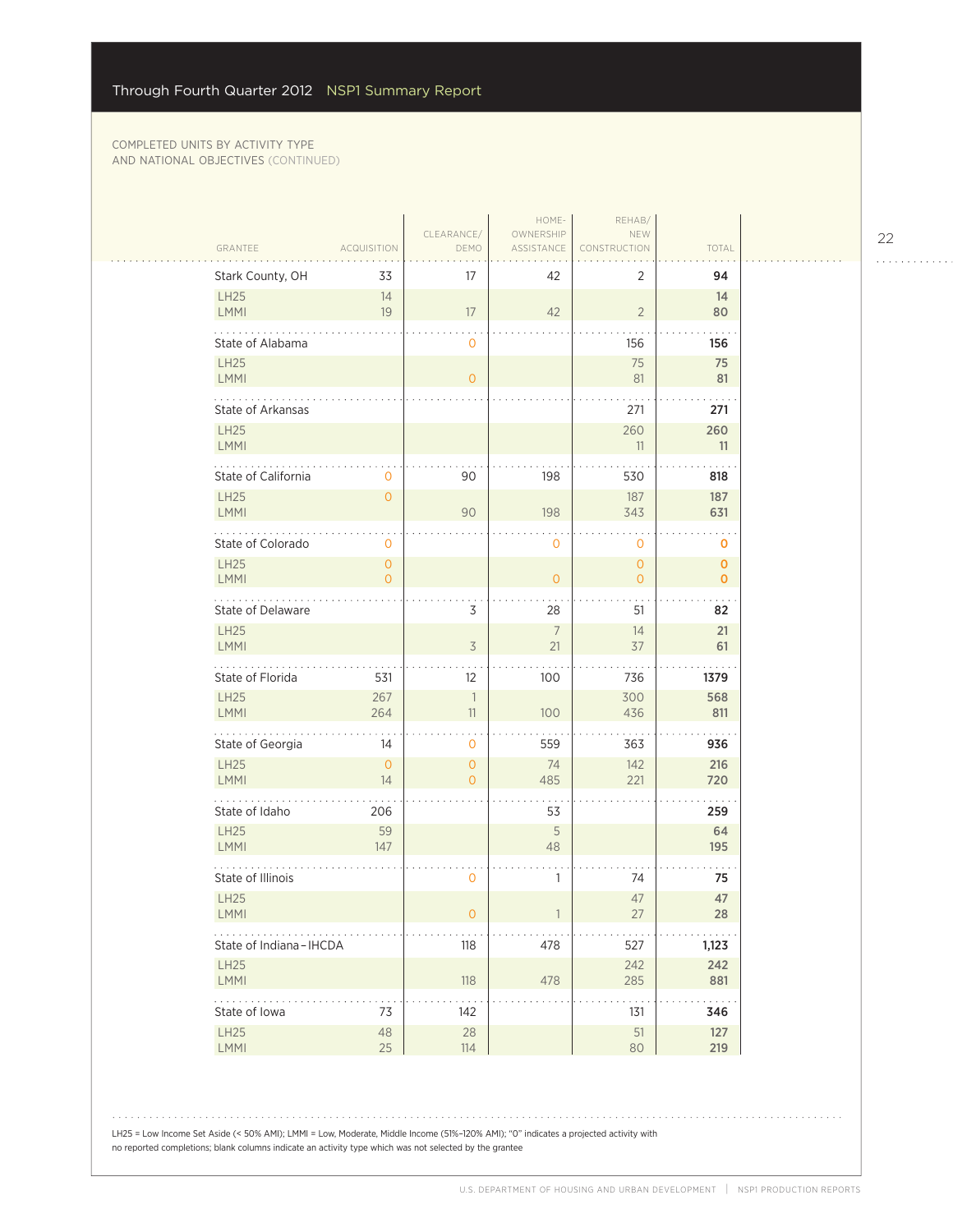COMPLETED UNITS BY ACTIVITY TYPE AND NATIONAL OBJECTIVES (CONTINUED)

| GRANTEE | ACQUISITION | CLEARANCE/ DEMO | HOME-OWNERSHIP ASSISTANCE | REHAB/ NEW CONSTRUCTION | TOTAL |
|---|---|---|---|---|---|
| Stark County, OH | 33 | 17 | 42 | 2 | **94** |
| LH25 | 14 | | | | **14** |
| LMMI | 19 | 17 | 42 | 2 | **80** |
| State of Alabama | | 0 | | 156 | **156** |
| LH25 | | | | 75 | **75** |
| LMMI | | 0 | | 81 | **81** |
| State of Arkansas | | | | 271 | **271** |
| LH25 | | | | 260 | **260** |
| LMMI | | | | 11 | **11** |
| State of California | 0 | 90 | 198 | 530 | **818** |
| LH25 | 0 | | | 187 | **187** |
| LMMI | | 90 | 198 | 343 | **631** |
| State of Colorado | 0 | | 0 | 0 | **0** |
| LH25 | 0 | | | 0 | **0** |
| LMMI | 0 | | 0 | 0 | **0** |
| State of Delaware | | 3 | 28 | 51 | **82** |
| LH25 | | | 7 | 14 | **21** |
| LMMI | | 3 | 21 | 37 | **61** |
| State of Florida | 531 | 12 | 100 | 736 | **1379** |
| LH25 | 267 | 1 | | 300 | **568** |
| LMMI | 264 | 11 | 100 | 436 | **811** |
| State of Georgia | 14 | 0 | 559 | 363 | **936** |
| LH25 | 0 | 0 | 74 | 142 | **216** |
| LMMI | 14 | 0 | 485 | 221 | **720** |
| State of Idaho | 206 | | 53 | | **259** |
| LH25 | 59 | | 5 | | **64** |
| LMMI | 147 | | 48 | | **195** |
| State of Illinois | | 0 | 1 | 74 | **75** |
| LH25 | | | | 47 | **47** |
| LMMI | | 0 | 1 | 27 | **28** |
| State of Indiana – IHCDA | | 118 | 478 | 527 | **1,123** |
| LH25 | | | | 242 | **242** |
| LMMI | | 118 | 478 | 285 | **881** |
| State of Iowa | 73 | 142 | | 131 | **346** |
| LH25 | 48 | 28 | | 51 | **127** |
| LMMI | 25 | 114 | | 80 | **219** |

LH25 = Low Income Set Aside (< 50% AMI); LMMI = Low, Moderate, Middle Income (51%–120% AMI); "0" indicates a projected activity with no reported completions; blank columns indicate an activity type which was not selected by the grantee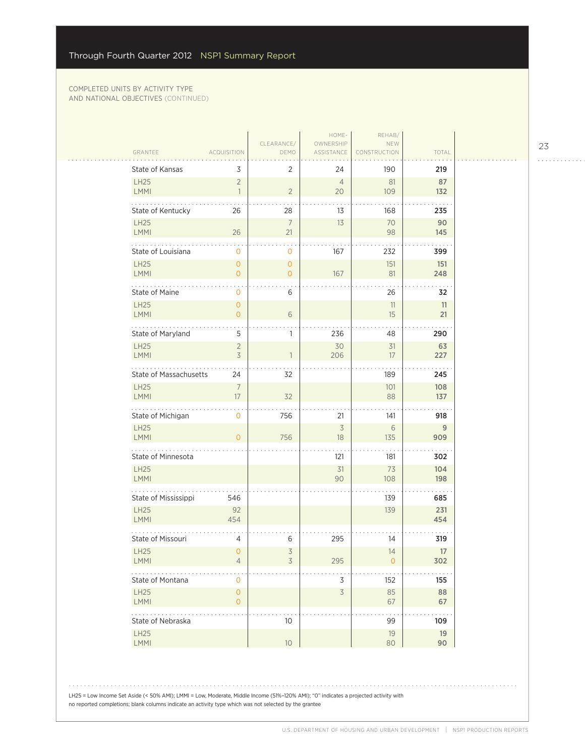COMPLETED UNITS BY ACTIVITY TYPE AND NATIONAL OBJECTIVES (CONTINUED)

| GRANTEE | ACQUISITION | CLEARANCE/ DEMO | HOME-OWNERSHIP ASSISTANCE | REHAB/ NEW CONSTRUCTION | TOTAL |
|---|---|---|---|---|---|
| **State of Kansas** | 3 | 2 | 24 | 190 | **219** |
| LH25 | 2 | | 4 | 81 | 87 |
| LMMI | 1 | 2 | 20 | 109 | 132 |
| **State of Kentucky** | 26 | 28 | 13 | 168 | **235** |
| LH25 | | 7 | 13 | 70 | 90 |
| LMMI | 26 | 21 | | 98 | 145 |
| **State of Louisiana** | 0 | 0 | 167 | 232 | **399** |
| LH25 | 0 | 0 | | 151 | 151 |
| LMMI | 0 | 0 | 167 | 81 | 248 |
| **State of Maine** | 0 | 6 | | 26 | **32** |
| LH25 | 0 | | | 11 | 11 |
| LMMI | 0 | 6 | | 15 | 21 |
| **State of Maryland** | 5 | 1 | 236 | 48 | **290** |
| LH25 | 2 | | 30 | 31 | 63 |
| LMMI | 3 | 1 | 206 | 17 | 227 |
| **State of Massachusetts** | 24 | 32 | | 189 | **245** |
| LH25 | 7 | | | 101 | 108 |
| LMMI | 17 | 32 | | 88 | 137 |
| **State of Michigan** | 0 | 756 | 21 | 141 | **918** |
| LH25 | | | 3 | 6 | 9 |
| LMMI | 0 | 756 | 18 | 135 | 909 |
| **State of Minnesota** | | | 121 | 181 | **302** |
| LH25 | | | 31 | 73 | 104 |
| LMMI | | | 90 | 108 | 198 |
| **State of Mississippi** | 546 | | | 139 | **685** |
| LH25 | 92 | | | 139 | 231 |
| LMMI | 454 | | | | 454 |
| **State of Missouri** | 4 | 6 | 295 | 14 | **319** |
| LH25 | 0 | 3 | | 14 | 17 |
| LMMI | 4 | 3 | 295 | 0 | 302 |
| **State of Montana** | 0 | | 3 | 152 | **155** |
| LH25 | 0 | | 3 | 85 | 88 |
| LMMI | 0 | | | 67 | 67 |
| **State of Nebraska** | | 10 | | 99 | **109** |
| LH25 | | | | 19 | 19 |
| LMMI | | 10 | | 80 | 90 |

LH25 = Low Income Set Aside (< 50% AMI); LMMI = Low, Moderate, Middle Income (51%–120% AMI); "0" indicates a projected activity with no reported completions; blank columns indicate an activity type which was not selected by the grantee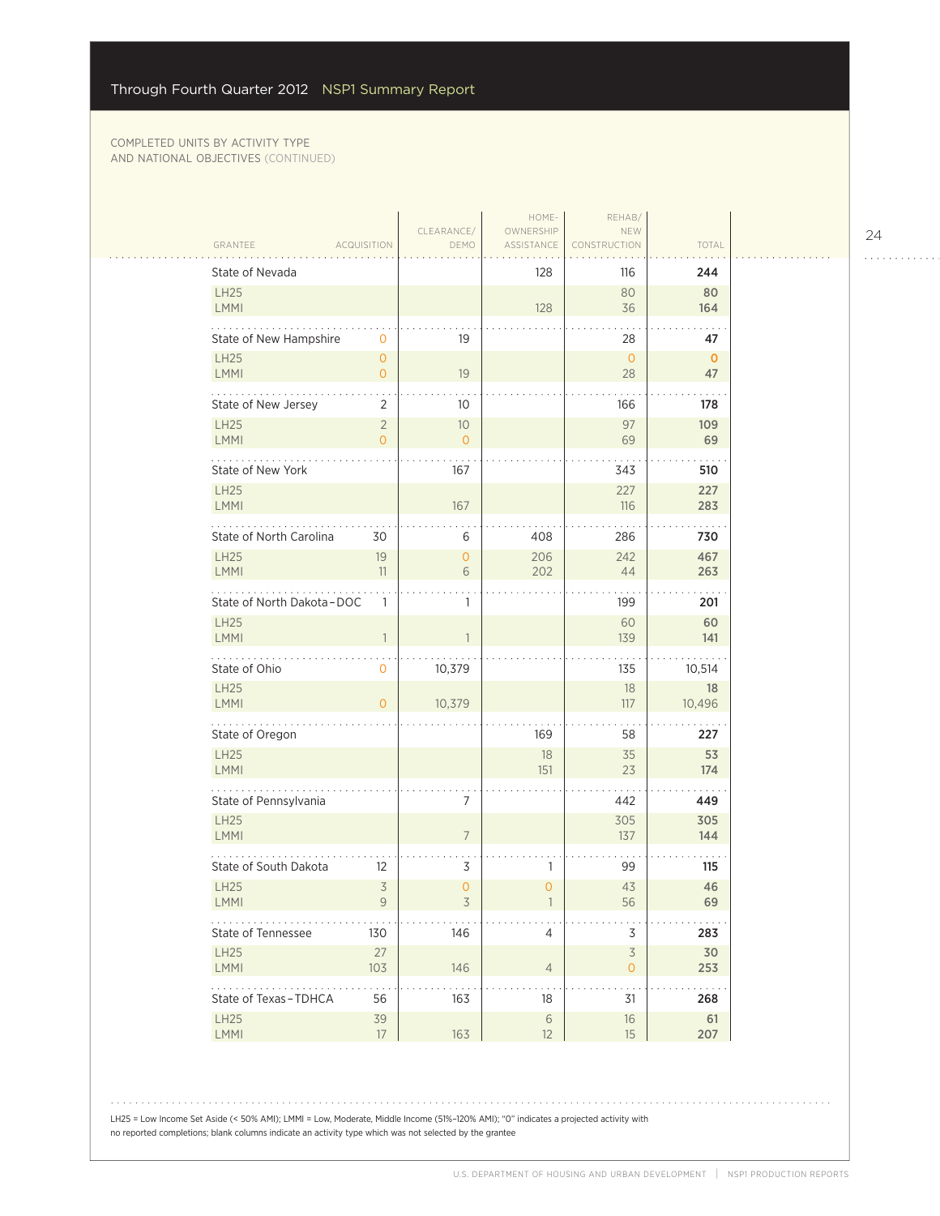COMPLETED UNITS BY ACTIVITY TYPE AND NATIONAL OBJECTIVES (CONTINUED)

| GRANTEE | ACQUISITION | CLEARANCE/ DEMO | HOME-OWNERSHIP ASSISTANCE | REHAB/ NEW CONSTRUCTION | TOTAL |
|---|---|---|---|---|---|
| **State of Nevada** | | | 128 | 116 | **244** |
| LH25 | | | | 80 | **80** |
| LMMI | | | 128 | 36 | **164** |
| **State of New Hampshire** | 0 | 19 | | 28 | **47** |
| LH25 | 0 | | | 0 | **0** |
| LMMI | 0 | 19 | | 28 | **47** |
| **State of New Jersey** | 2 | 10 | | 166 | **178** |
| LH25 | 2 | 10 | | 97 | **109** |
| LMMI | 0 | 0 | | 69 | **69** |
| **State of New York** | | 167 | | 343 | **510** |
| LH25 | | | | 227 | **227** |
| LMMI | | 167 | | 116 | **283** |
| **State of North Carolina** | 30 | 6 | 408 | 286 | **730** |
| LH25 | 19 | 0 | 206 | 242 | **467** |
| LMMI | 11 | 6 | 202 | 44 | **263** |
| **State of North Dakota–DOC** | 1 | 1 | | 199 | **201** |
| LH25 | | | | 60 | **60** |
| LMMI | 1 | 1 | | 139 | **141** |
| **State of Ohio** | 0 | 10,379 | | 135 | **10,514** |
| LH25 | | | | 18 | **18** |
| LMMI | 0 | 10,379 | | 117 | **10,496** |
| **State of Oregon** | | | 169 | 58 | **227** |
| LH25 | | | 18 | 35 | **53** |
| LMMI | | | 151 | 23 | **174** |
| **State of Pennsylvania** | | 7 | | 442 | **449** |
| LH25 | | | | 305 | **305** |
| LMMI | | 7 | | 137 | **144** |
| **State of South Dakota** | 12 | 3 | 1 | 99 | **115** |
| LH25 | 3 | 0 | 0 | 43 | **46** |
| LMMI | 9 | 3 | 1 | 56 | **69** |
| **State of Tennessee** | 130 | 146 | 4 | 3 | **283** |
| LH25 | 27 | | | 3 | **30** |
| LMMI | 103 | 146 | 4 | 0 | **253** |
| **State of Texas–TDHCA** | 56 | 163 | 18 | 31 | **268** |
| LH25 | 39 | | 6 | 16 | **61** |
| LMMI | 17 | 163 | 12 | 15 | **207** |

LH25 = Low Income Set Aside (< 50% AMI); LMMI = Low, Moderate, Middle Income (51%–120% AMI); "0" indicates a projected activity with no reported completions; blank columns indicate an activity type which was not selected by the grantee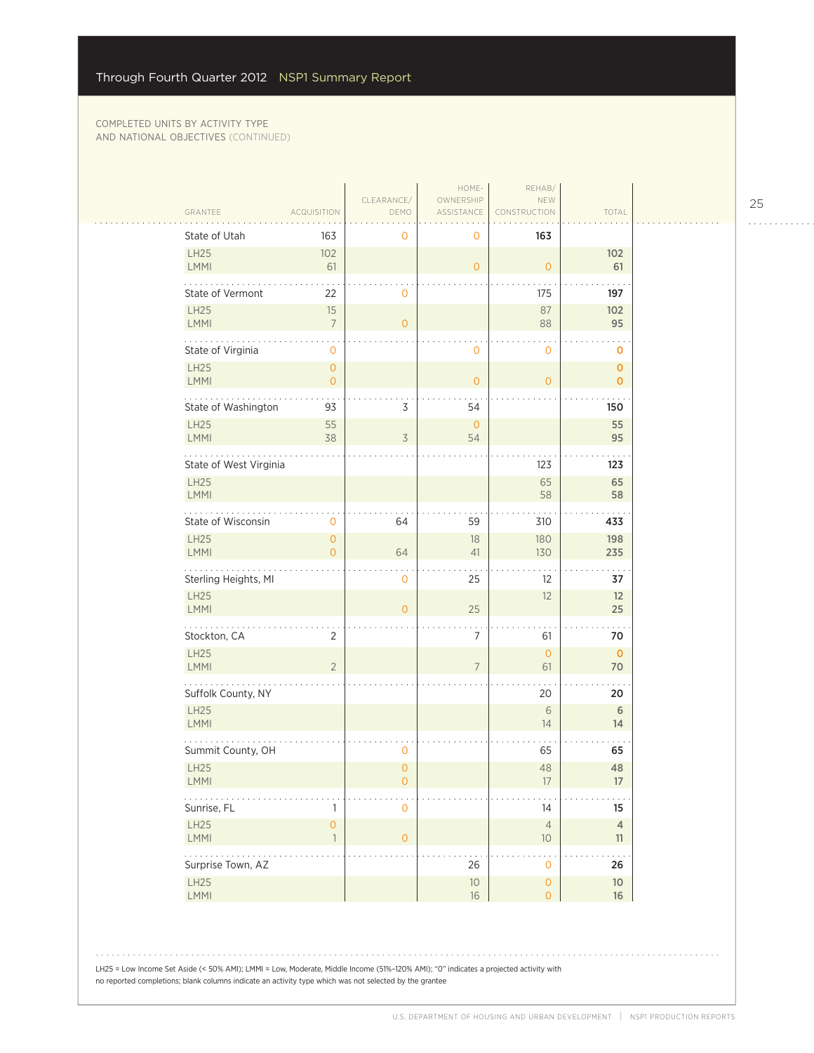Through Fourth Quarter 2012 NSP1 Summary Report

COMPLETED UNITS BY ACTIVITY TYPE AND NATIONAL OBJECTIVES (CONTINUED)

| GRANTEE | ACQUISITION | CLEARANCE/ DEMO | HOME-OWNERSHIP ASSISTANCE | REHAB/ NEW CONSTRUCTION | TOTAL |
|---|---|---|---|---|---|
| State of Utah | 163 | 0 | 0 | 163 | |
| LH25 | 102 | | | | 102 |
| LMMI | 61 | | 0 | 0 | 61 |
| State of Vermont | 22 | 0 | | 175 | 197 |
| LH25 | 15 | | | 87 | 102 |
| LMMI | 7 | 0 | | 88 | 95 |
| State of Virginia | 0 | | 0 | 0 | 0 |
| LH25 | 0 | | | | 0 |
| LMMI | 0 | | 0 | 0 | 0 |
| State of Washington | 93 | 3 | 54 | | 150 |
| LH25 | 55 | | 0 | | 55 |
| LMMI | 38 | 3 | 54 | | 95 |
| State of West Virginia | | | | 123 | 123 |
| LH25 | | | | 65 | 65 |
| LMMI | | | | 58 | 58 |
| State of Wisconsin | 0 | 64 | 59 | 310 | 433 |
| LH25 | 0 | | 18 | 180 | 198 |
| LMMI | 0 | 64 | 41 | 130 | 235 |
| Sterling Heights, MI | | 0 | 25 | 12 | 37 |
| LH25 | | | | 12 | 12 |
| LMMI | | 0 | 25 | | 25 |
| Stockton, CA | 2 | | 7 | 61 | 70 |
| LH25 | | | | 0 | 0 |
| LMMI | 2 | | 7 | 61 | 70 |
| Suffolk County, NY | | | | 20 | 20 |
| LH25 | | | | 6 | 6 |
| LMMI | | | | 14 | 14 |
| Summit County, OH | | 0 | | 65 | 65 |
| LH25 | | 0 | | 48 | 48 |
| LMMI | | 0 | | 17 | 17 |
| Sunrise, FL | 1 | 0 | | 14 | 15 |
| LH25 | 0 | | | 4 | 4 |
| LMMI | 1 | 0 | | 10 | 11 |
| Surprise Town, AZ | | | 26 | 0 | 26 |
| LH25 | | | 10 | 0 | 10 |
| LMMI | | | 16 | 0 | 16 |

LH25 = Low Income Set Aside (< 50% AMI); LMMI = Low, Moderate, Middle Income (51%–120% AMI); "0" indicates a projected activity with no reported completions; blank columns indicate an activity type which was not selected by the grantee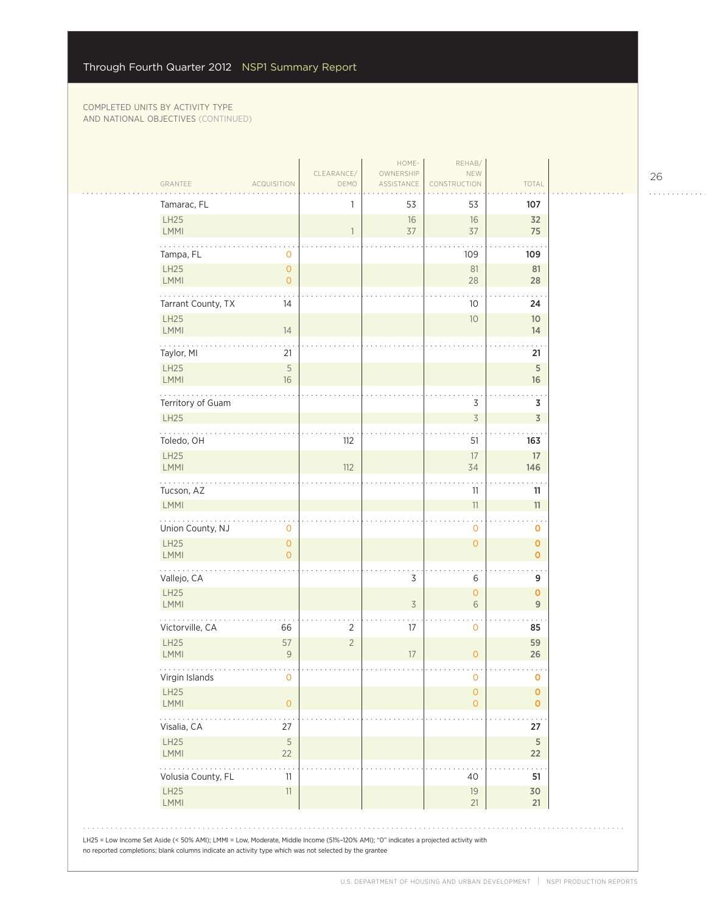COMPLETED UNITS BY ACTIVITY TYPE AND NATIONAL OBJECTIVES (CONTINUED)

| GRANTEE | ACQUISITION | CLEARANCE/ DEMO | HOME-OWNERSHIP ASSISTANCE | REHAB/ NEW CONSTRUCTION | TOTAL |
|---|---|---|---|---|---|
| **Tamarac, FL** | | 1 | 53 | 53 | **107** |
| LH25 | | | 16 | 16 | **32** |
| LMMI | | 1 | 37 | 37 | **75** |
| **Tampa, FL** | 0 | | | 109 | **109** |
| LH25 | 0 | | | 81 | **81** |
| LMMI | 0 | | | 28 | **28** |
| **Tarrant County, TX** | 14 | | | 10 | **24** |
| LH25 | | | | 10 | **10** |
| LMMI | 14 | | | | **14** |
| **Taylor, MI** | 21 | | | | **21** |
| LH25 | 5 | | | | **5** |
| LMMI | 16 | | | | **16** |
| **Territory of Guam** | | | | 3 | **3** |
| LH25 | | | | 3 | **3** |
| **Toledo, OH** | | 112 | | 51 | **163** |
| LH25 | | | | 17 | **17** |
| LMMI | | 112 | | 34 | **146** |
| **Tucson, AZ** | | | | 11 | **11** |
| LMMI | | | | 11 | **11** |
| **Union County, NJ** | 0 | | | 0 | **0** |
| LH25 | 0 | | | 0 | **0** |
| LMMI | 0 | | | | **0** |
| **Vallejo, CA** | | | 3 | 6 | **9** |
| LH25 | | | | 0 | **0** |
| LMMI | | | 3 | 6 | **9** |
| **Victorville, CA** | 66 | 2 | 17 | 0 | **85** |
| LH25 | 57 | 2 | | | **59** |
| LMMI | 9 | | 17 | 0 | **26** |
| **Virgin Islands** | 0 | | | 0 | **0** |
| LH25 | | | | 0 | **0** |
| LMMI | 0 | | | 0 | **0** |
| **Visalia, CA** | 27 | | | | **27** |
| LH25 | 5 | | | | **5** |
| LMMI | 22 | | | | **22** |
| **Volusia County, FL** | 11 | | | 40 | **51** |
| LH25 | 11 | | | 19 | **30** |
| LMMI | | | | 21 | **21** |

LH25 = Low Income Set Aside (< 50% AMI); LMMI = Low, Moderate, Middle Income (51%–120% AMI); "0" indicates a projected activity with no reported completions; blank columns indicate an activity type which was not selected by the grantee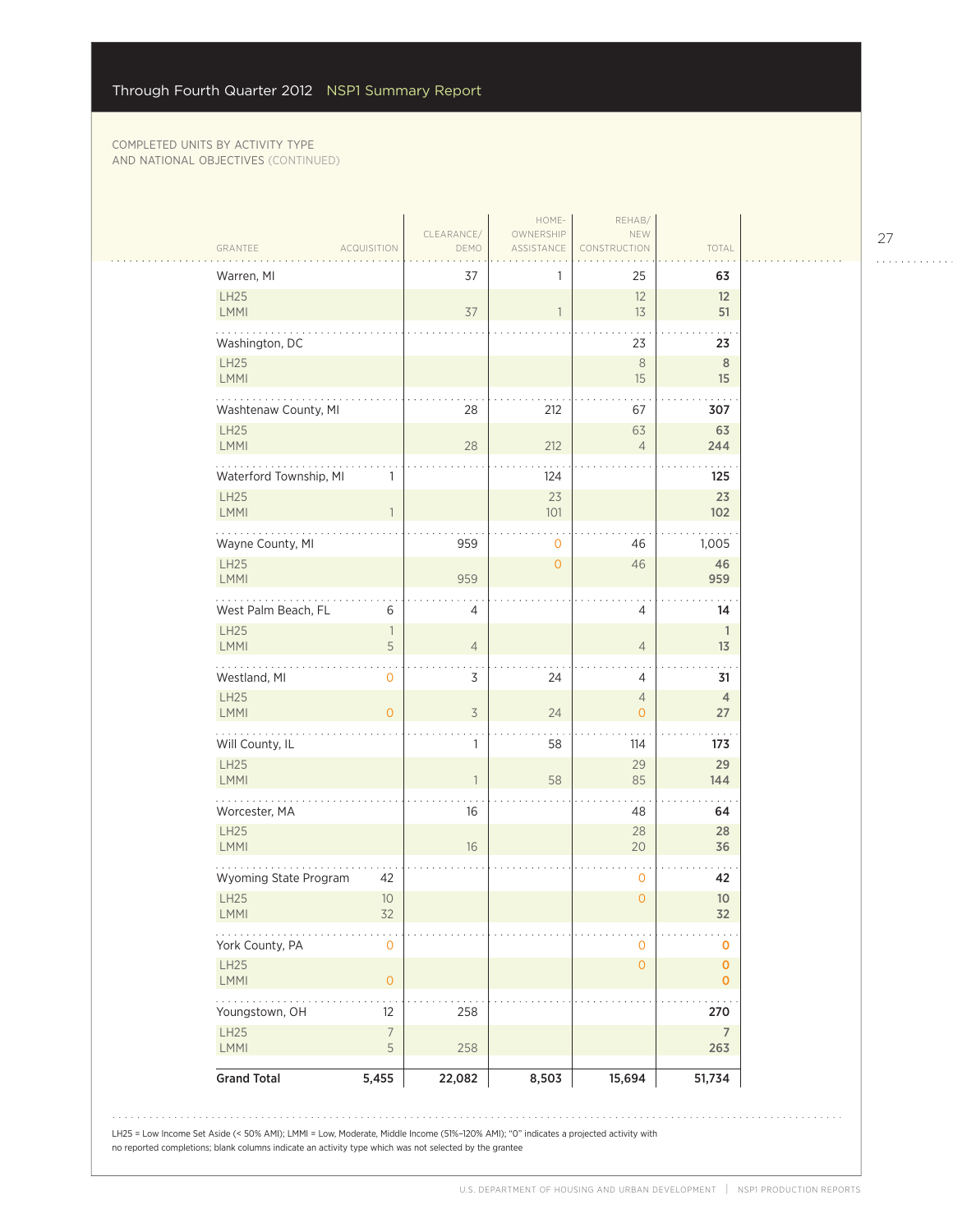COMPLETED UNITS BY ACTIVITY TYPE AND NATIONAL OBJECTIVES (CONTINUED)

| GRANTEE | ACQUISITION | CLEARANCE/ DEMO | HOME-OWNERSHIP ASSISTANCE | REHAB/ NEW CONSTRUCTION | TOTAL |
|---|---|---|---|---|---|
| Warren, MI | | 37 | 1 | 25 | **63** |
| LH25 | | | | 12 | **12** |
| LMMI | | 37 | 1 | 13 | **51** |
| Washington, DC | | | | 23 | **23** |
| LH25 | | | | 8 | **8** |
| LMMI | | | | 15 | **15** |
| Washtenaw County, MI | | 28 | 212 | 67 | **307** |
| LH25 | | | | 63 | **63** |
| LMMI | | 28 | 212 | 4 | **244** |
| Waterford Township, MI | 1 | | 124 | | **125** |
| LH25 | | | 23 | | **23** |
| LMMI | 1 | | 101 | | **102** |
| Wayne County, MI | | 959 | 0 | 46 | 1,005 |
| LH25 | | | 0 | 46 | **46** |
| LMMI | | 959 | | | **959** |
| West Palm Beach, FL | 6 | 4 | | 4 | **14** |
| LH25 | 1 | | | | **1** |
| LMMI | 5 | 4 | | 4 | **13** |
| Westland, MI | 0 | 3 | 24 | 4 | **31** |
| LH25 | | | | 4 | **4** |
| LMMI | 0 | 3 | 24 | 0 | **27** |
| Will County, IL | | 1 | 58 | 114 | **173** |
| LH25 | | | | 29 | **29** |
| LMMI | | 1 | 58 | 85 | **144** |
| Worcester, MA | | 16 | | 48 | **64** |
| LH25 | | | | 28 | **28** |
| LMMI | | 16 | | 20 | **36** |
| Wyoming State Program | 42 | | | 0 | **42** |
| LH25 | 10 | | | 0 | **10** |
| LMMI | 32 | | | | **32** |
| York County, PA | 0 | | | 0 | **0** |
| LH25 | | | | 0 | **0** |
| LMMI | 0 | | | | **0** |
| Youngstown, OH | 12 | 258 | | | **270** |
| LH25 | 7 | | | | **7** |
| LMMI | 5 | 258 | | | **263** |
| **Grand Total** | **5,455** | **22,082** | **8,503** | **15,694** | **51,734** |

LH25 = Low Income Set Aside (< 50% AMI); LMMI = Low, Moderate, Middle Income (51%–120% AMI); "0" indicates a projected activity with no reported completions; blank columns indicate an activity type which was not selected by the grantee